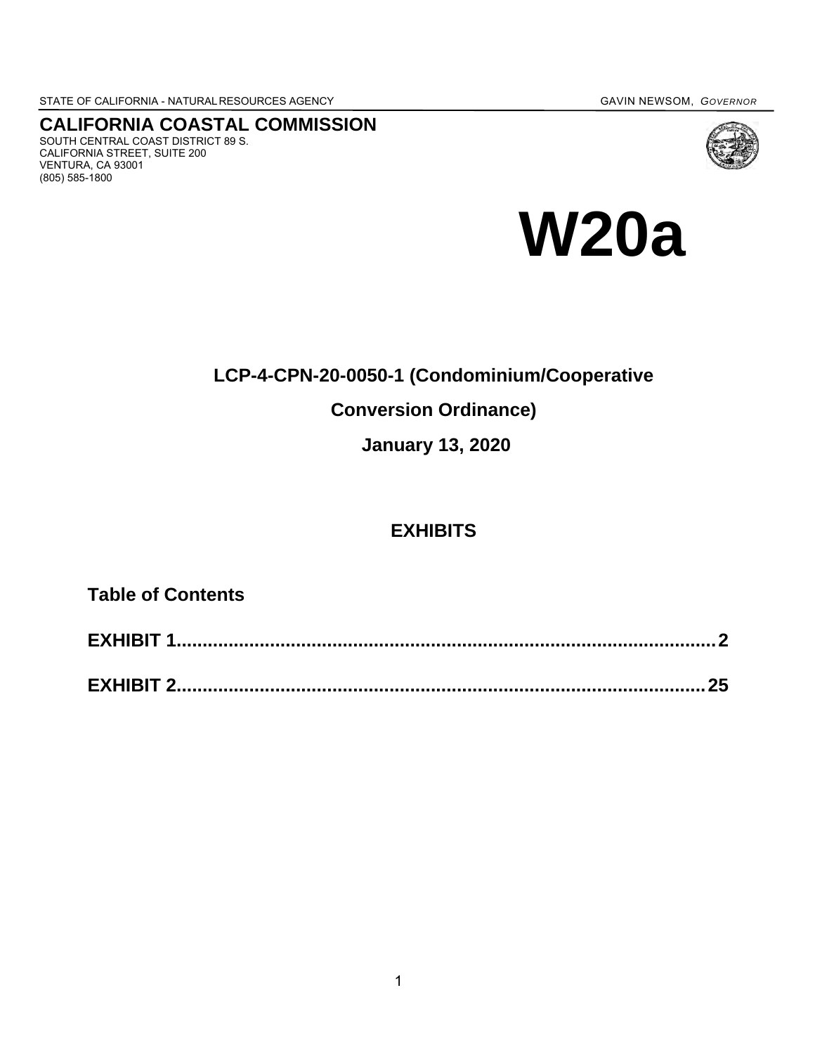STATE OF CALIFORNIA - NATURAL RESOURCES AGENCY GAVIN NEWSOM, *GOVERNOR*

**CALIFORNIA COASTAL COMMISSION**
SOUTH CENTRAL COAST DISTRICT 89 S.
CALIFORNIA STREET, SUITE 200
VENTURA, CA 93001
(805) 585-1800

# W20a

## LCP-4-CPN-20-0050-1 (Condominium/Cooperative Conversion Ordinance)

## January 13, 2020

## EXHIBITS

### Table of Contents

**EXHIBIT 1.........................................................................................2**

**EXHIBIT 2.........................................................................................25**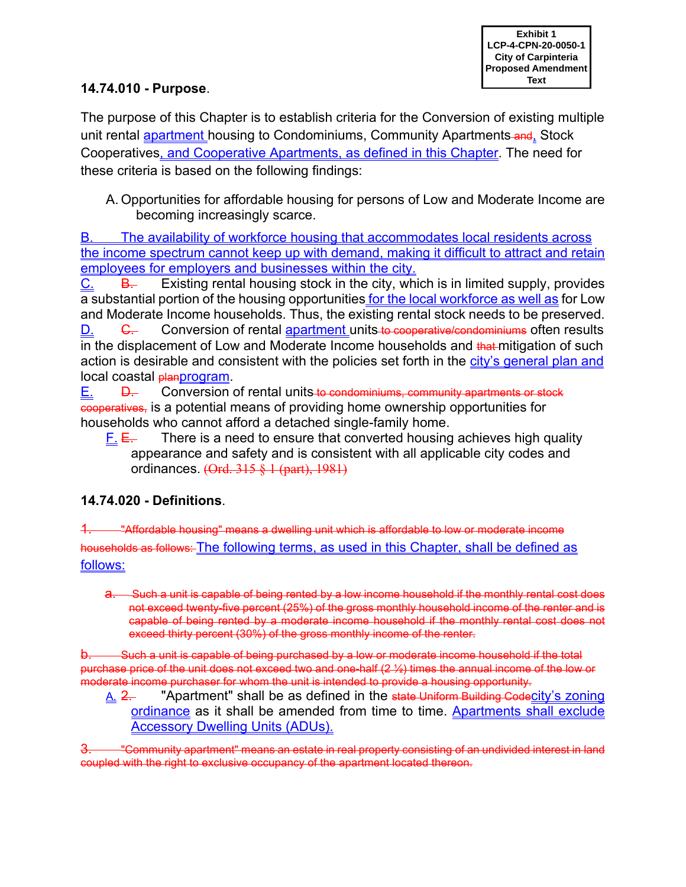Exhibit 1
LCP-4-CPN-20-0050-1
City of Carpinteria
Proposed Amendment Text

**14.74.010 - Purpose**.

The purpose of this Chapter is to establish criteria for the Conversion of existing multiple unit rental apartment housing to Condominiums, Community Apartments ~~and~~, Stock Cooperatives, and Cooperative Apartments, as defined in this Chapter. The need for these criteria is based on the following findings:

A. Opportunities for affordable housing for persons of Low and Moderate Income are becoming increasingly scarce.

B. The availability of workforce housing that accommodates local residents across the income spectrum cannot keep up with demand, making it difficult to attract and retain employees for employers and businesses within the city.

C. ~~B.~~ Existing rental housing stock in the city, which is in limited supply, provides a substantial portion of the housing opportunities for the local workforce as well as for Low and Moderate Income households. Thus, the existing rental stock needs to be preserved.

D. ~~C.~~ Conversion of rental apartment units ~~to cooperative/condominiums~~ often results in the displacement of Low and Moderate Income households and ~~that~~ mitigation of such action is desirable and consistent with the policies set forth in the city's general plan and local coastal ~~plan~~program.

E. ~~D.~~ Conversion of rental units ~~to condominiums, community apartments or stock cooperatives,~~ is a potential means of providing home ownership opportunities for households who cannot afford a detached single-family home.

F. ~~E.~~ There is a need to ensure that converted housing achieves high quality appearance and safety and is consistent with all applicable city codes and ordinances. ~~(Ord. 315 § 1 (part), 1981)~~

**14.74.020 - Definitions**.

~~1. "Affordable housing" means a dwelling unit which is affordable to low or moderate income households as follows:~~ The following terms, as used in this Chapter, shall be defined as follows:

~~a. Such a unit is capable of being rented by a low income household if the monthly rental cost does not exceed twenty-five percent (25%) of the gross monthly household income of the renter and is capable of being rented by a moderate income household if the monthly rental cost does not exceed thirty percent (30%) of the gross monthly income of the renter.~~

~~b. Such a unit is capable of being purchased by a low or moderate income household if the total purchase price of the unit does not exceed two and one-half (2 ½) times the annual income of the low or moderate income purchaser for whom the unit is intended to provide a housing opportunity.~~

A. ~~2.~~ "Apartment" shall be as defined in the ~~state Uniform Building Code~~city's zoning ordinance as it shall be amended from time to time. Apartments shall exclude Accessory Dwelling Units (ADUs).

~~3. "Community apartment" means an estate in real property consisting of an undivided interest in land coupled with the right to exclusive occupancy of the apartment located thereon.~~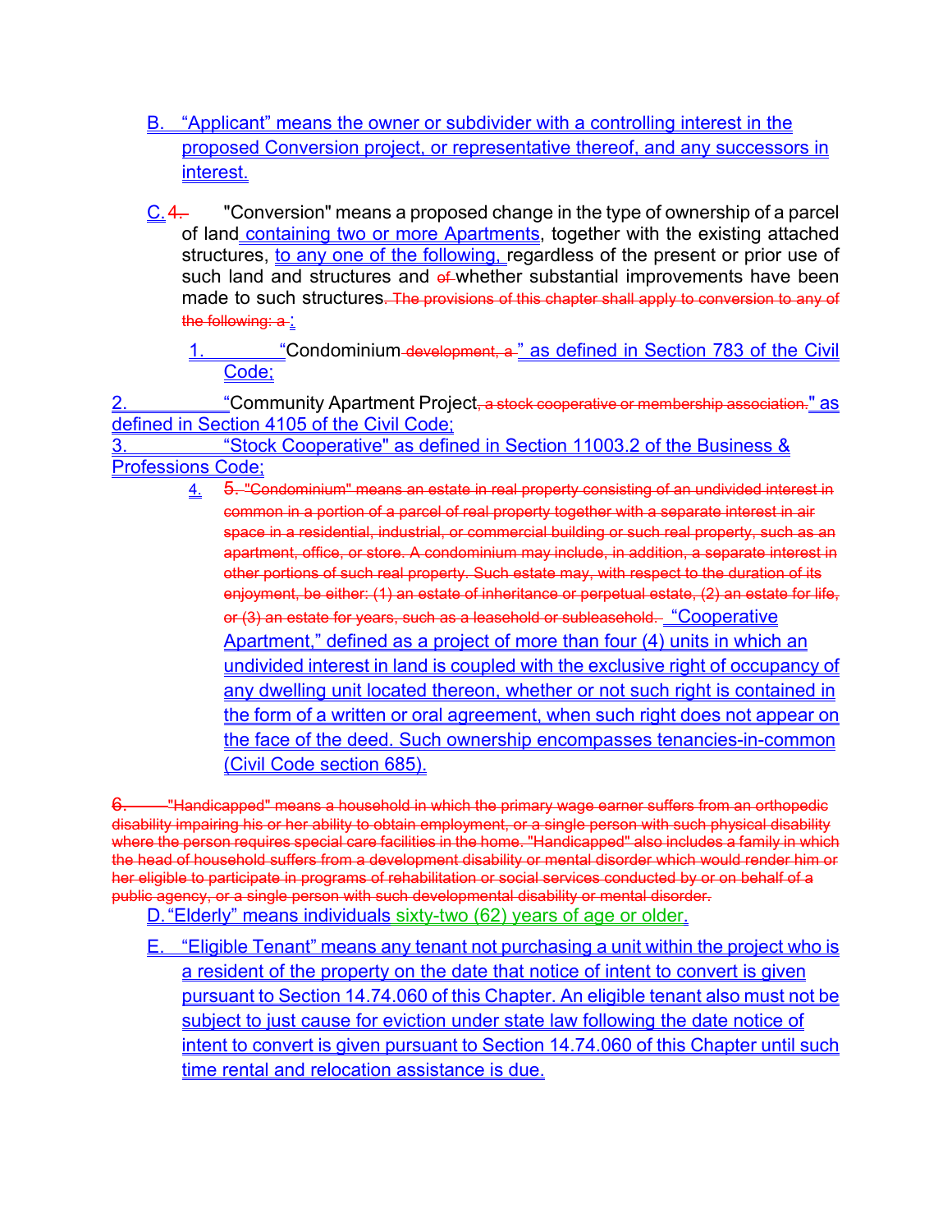B. “Applicant” means the owner or subdivider with a controlling interest in the proposed Conversion project, or representative thereof, and any successors in interest.

C. ~~4.~~ "Conversion" means a proposed change in the type of ownership of a parcel of land containing two or more Apartments, together with the existing attached structures, to any one of the following, regardless of the present or prior use of such land and structures and ~~of~~ whether substantial improvements have been made to such structures~~. The provisions of this chapter shall apply to conversion to any of the following: a~~ :

1. “Condominium ~~development, a~~ ” as defined in Section 783 of the Civil Code;

2. “Community Apartment Project~~, a stock cooperative or membership association.~~" as defined in Section 4105 of the Civil Code;

3. “Stock Cooperative" as defined in Section 11003.2 of the Business & Professions Code;

4. ~~5. "Condominium" means an estate in real property consisting of an undivided interest in common in a portion of a parcel of real property together with a separate interest in air space in a residential, industrial, or commercial building or such real property, such as an apartment, office, or store. A condominium may include, in addition, a separate interest in other portions of such real property. Such estate may, with respect to the duration of its enjoyment, be either: (1) an estate of inheritance or perpetual estate, (2) an estate for life, or (3) an estate for years, such as a leasehold or subleasehold.~~ “Cooperative Apartment,” defined as a project of more than four (4) units in which an undivided interest in land is coupled with the exclusive right of occupancy of any dwelling unit located thereon, whether or not such right is contained in the form of a written or oral agreement, when such right does not appear on the face of the deed. Such ownership encompasses tenancies-in-common (Civil Code section 685).

~~6. "Handicapped" means a household in which the primary wage earner suffers from an orthopedic disability impairing his or her ability to obtain employment, or a single person with such physical disability where the person requires special care facilities in the home. "Handicapped" also includes a family in which the head of household suffers from a development disability or mental disorder which would render him or her eligible to participate in programs of rehabilitation or social services conducted by or on behalf of a public agency, or a single person with such developmental disability or mental disorder.~~

D. “Elderly” means individuals sixty-two (62) years of age or older.

E. “Eligible Tenant” means any tenant not purchasing a unit within the project who is a resident of the property on the date that notice of intent to convert is given pursuant to Section 14.74.060 of this Chapter. An eligible tenant also must not be subject to just cause for eviction under state law following the date notice of intent to convert is given pursuant to Section 14.74.060 of this Chapter until such time rental and relocation assistance is due.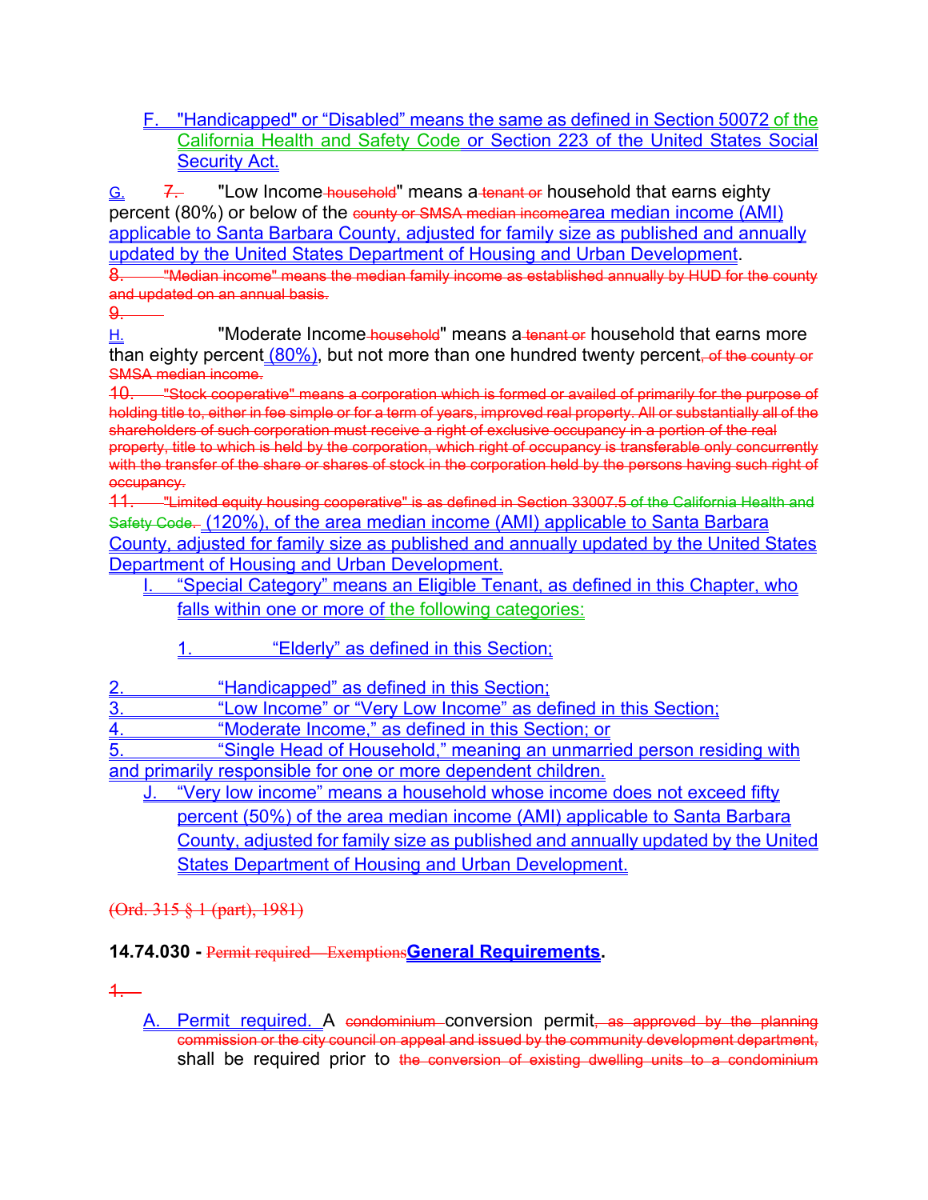F. "Handicapped" or "Disabled" means the same as defined in Section 50072 of the California Health and Safety Code or Section 223 of the United States Social Security Act.

G. ~~7.~~ "Low Income ~~household~~" means a ~~tenant or~~ household that earns eighty percent (80%) or below of the ~~county or SMSA median income~~area median income (AMI) applicable to Santa Barbara County, adjusted for family size as published and annually updated by the United States Department of Housing and Urban Development.

~~8. "Median income" means the median family income as established annually by HUD for the county and updated on an annual basis.~~

~~9.~~

H. "Moderate Income ~~household~~" means a ~~tenant or~~ household that earns more than eighty percent (80%), but not more than one hundred twenty percent~~, of the county or SMSA median income.~~

~~10. "Stock cooperative" means a corporation which is formed or availed of primarily for the purpose of holding title to, either in fee simple or for a term of years, improved real property. All or substantially all of the shareholders of such corporation must receive a right of exclusive occupancy in a portion of the real property, title to which is held by the corporation, which right of occupancy is transferable only concurrently with the transfer of the share or shares of stock in the corporation held by the persons having such right of occupancy.~~

~~11. "Limited equity housing cooperative" is as defined in Section 33007.5 of the California Health and Safety Code.~~ (120%), of the area median income (AMI) applicable to Santa Barbara County, adjusted for family size as published and annually updated by the United States Department of Housing and Urban Development.

I. "Special Category" means an Eligible Tenant, as defined in this Chapter, who falls within one or more of the following categories:

1. "Elderly" as defined in this Section;
2. "Handicapped" as defined in this Section;
3. "Low Income" or "Very Low Income" as defined in this Section;
4. "Moderate Income," as defined in this Section; or
5. "Single Head of Household," meaning an unmarried person residing with and primarily responsible for one or more dependent children.

J. "Very low income" means a household whose income does not exceed fifty percent (50%) of the area median income (AMI) applicable to Santa Barbara County, adjusted for family size as published and annually updated by the United States Department of Housing and Urban Development.

~~(Ord. 315 § 1 (part), 1981)~~

**14.74.030 -** ~~Permit required—Exemptions~~**General Requirements**.

~~1.~~

A. Permit required. A ~~condominium~~ conversion permit~~, as approved by the planning commission or the city council on appeal and issued by the community development department,~~ shall be required prior to ~~the conversion of existing dwelling units to a condominium~~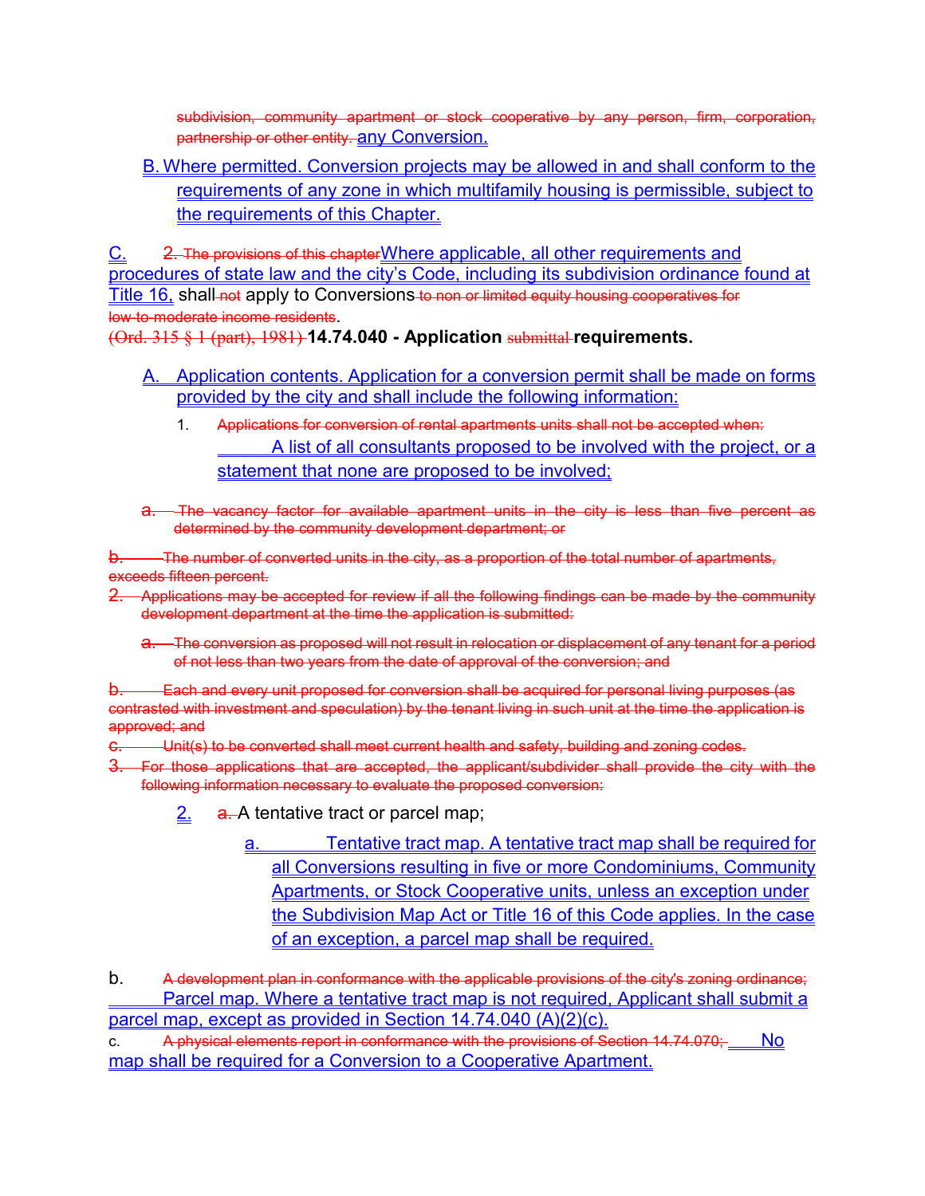~~subdivision, community apartment or stock cooperative by any person, firm, corporation, partnership or other entity.~~ any Conversion.

B. Where permitted. Conversion projects may be allowed in and shall conform to the requirements of any zone in which multifamily housing is permissible, subject to the requirements of this Chapter.

C. ~~2. The provisions of this chapter~~Where applicable, all other requirements and procedures of state law and the city's Code, including its subdivision ordinance found at Title 16, shall ~~not~~ apply to Conversions ~~to non or limited equity housing cooperatives for low-to-moderate income residents~~.

~~(Ord. 315 § 1 (part), 1981)~~ **14.74.040 - Application ~~submittal~~ requirements.**

A. Application contents. Application for a conversion permit shall be made on forms provided by the city and shall include the following information:

1. ~~Applications for conversion of rental apartments units shall not be accepted when:~~ A list of all consultants proposed to be involved with the project, or a statement that none are proposed to be involved;

~~a. The vacancy factor for available apartment units in the city is less than five percent as determined by the community development department; or~~

~~b. The number of converted units in the city, as a proportion of the total number of apartments, exceeds fifteen percent.~~

~~2. Applications may be accepted for review if all the following findings can be made by the community development department at the time the application is submitted:~~

~~a. The conversion as proposed will not result in relocation or displacement of any tenant for a period of not less than two years from the date of approval of the conversion; and~~

~~b. Each and every unit proposed for conversion shall be acquired for personal living purposes (as contrasted with investment and speculation) by the tenant living in such unit at the time the application is approved; and~~

~~c. Unit(s) to be converted shall meet current health and safety, building and zoning codes.~~

~~3. For those applications that are accepted, the applicant/subdivider shall provide the city with the following information necessary to evaluate the proposed conversion:~~

2. ~~a.~~ A tentative tract or parcel map;

a. Tentative tract map. A tentative tract map shall be required for all Conversions resulting in five or more Condominiums, Community Apartments, or Stock Cooperative units, unless an exception under the Subdivision Map Act or Title 16 of this Code applies. In the case of an exception, a parcel map shall be required.

b. ~~A development plan in conformance with the applicable provisions of the city's zoning ordinance;~~ Parcel map. Where a tentative tract map is not required, Applicant shall submit a parcel map, except as provided in Section 14.74.040 (A)(2)(c).

c. ~~A physical elements report in conformance with the provisions of Section 14.74.070;~~ No map shall be required for a Conversion to a Cooperative Apartment.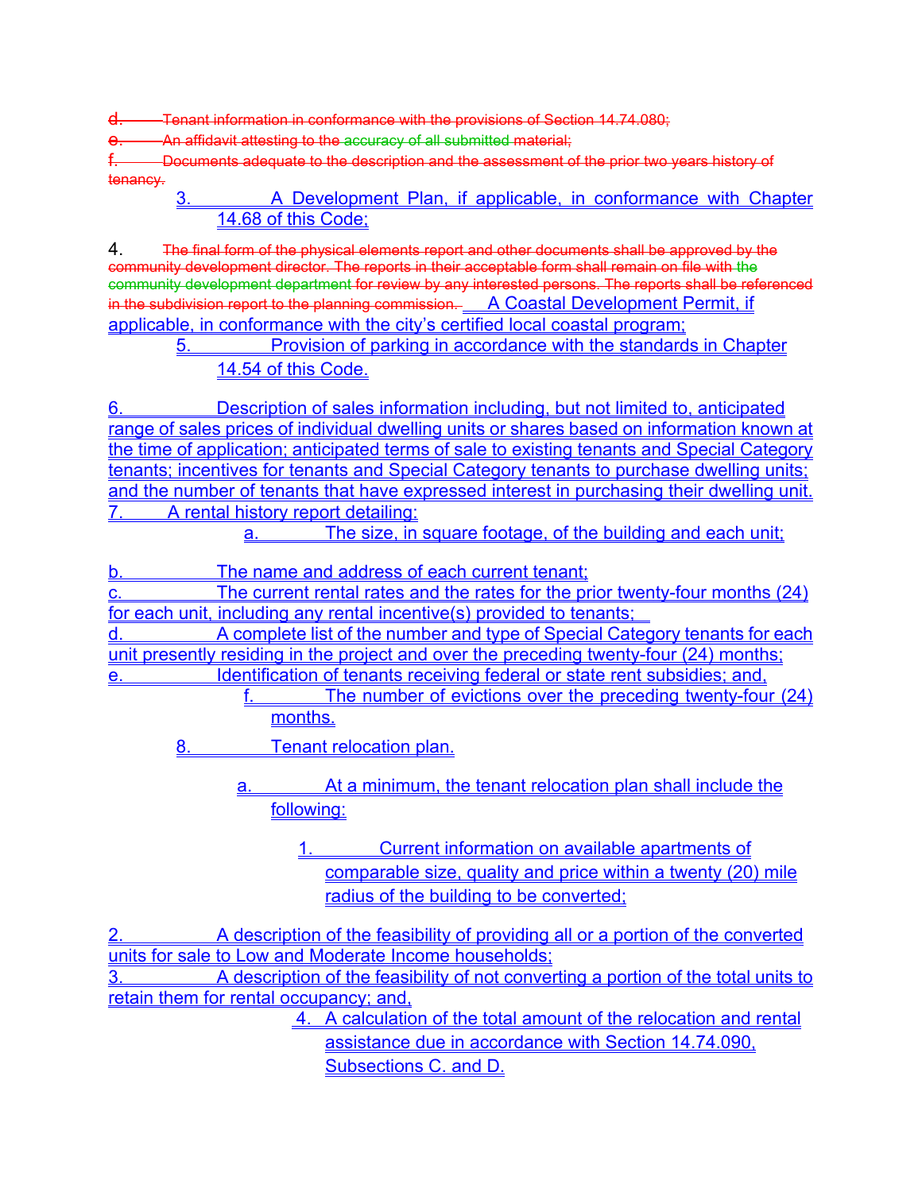~~d. Tenant information in conformance with the provisions of Section 14.74.080;~~

~~e. An affidavit attesting to the accuracy of all submitted material;~~

~~f. Documents adequate to the description and the assessment of the prior two years history of tenancy.~~

3. A Development Plan, if applicable, in conformance with Chapter 14.68 of this Code;

4. ~~The final form of the physical elements report and other documents shall be approved by the community development director. The reports in their acceptable form shall remain on file with the community development department for review by any interested persons. The reports shall be referenced in the subdivision report to the planning commission.~~ A Coastal Development Permit, if applicable, in conformance with the city's certified local coastal program;

5. Provision of parking in accordance with the standards in Chapter 14.54 of this Code.

6. Description of sales information including, but not limited to, anticipated range of sales prices of individual dwelling units or shares based on information known at the time of application; anticipated terms of sale to existing tenants and Special Category tenants; incentives for tenants and Special Category tenants to purchase dwelling units; and the number of tenants that have expressed interest in purchasing their dwelling unit.

7. A rental history report detailing:

   a. The size, in square footage, of the building and each unit;

   b. The name and address of each current tenant;

   c. The current rental rates and the rates for the prior twenty-four months (24) for each unit, including any rental incentive(s) provided to tenants;

   d. A complete list of the number and type of Special Category tenants for each unit presently residing in the project and over the preceding twenty-four (24) months;

   e. Identification of tenants receiving federal or state rent subsidies; and,

   f. The number of evictions over the preceding twenty-four (24) months.

8. Tenant relocation plan.

   a. At a minimum, the tenant relocation plan shall include the following:

      1. Current information on available apartments of comparable size, quality and price within a twenty (20) mile radius of the building to be converted;

      2. A description of the feasibility of providing all or a portion of the converted units for sale to Low and Moderate Income households;

      3. A description of the feasibility of not converting a portion of the total units to retain them for rental occupancy; and,

      4. A calculation of the total amount of the relocation and rental assistance due in accordance with Section 14.74.090, Subsections C. and D.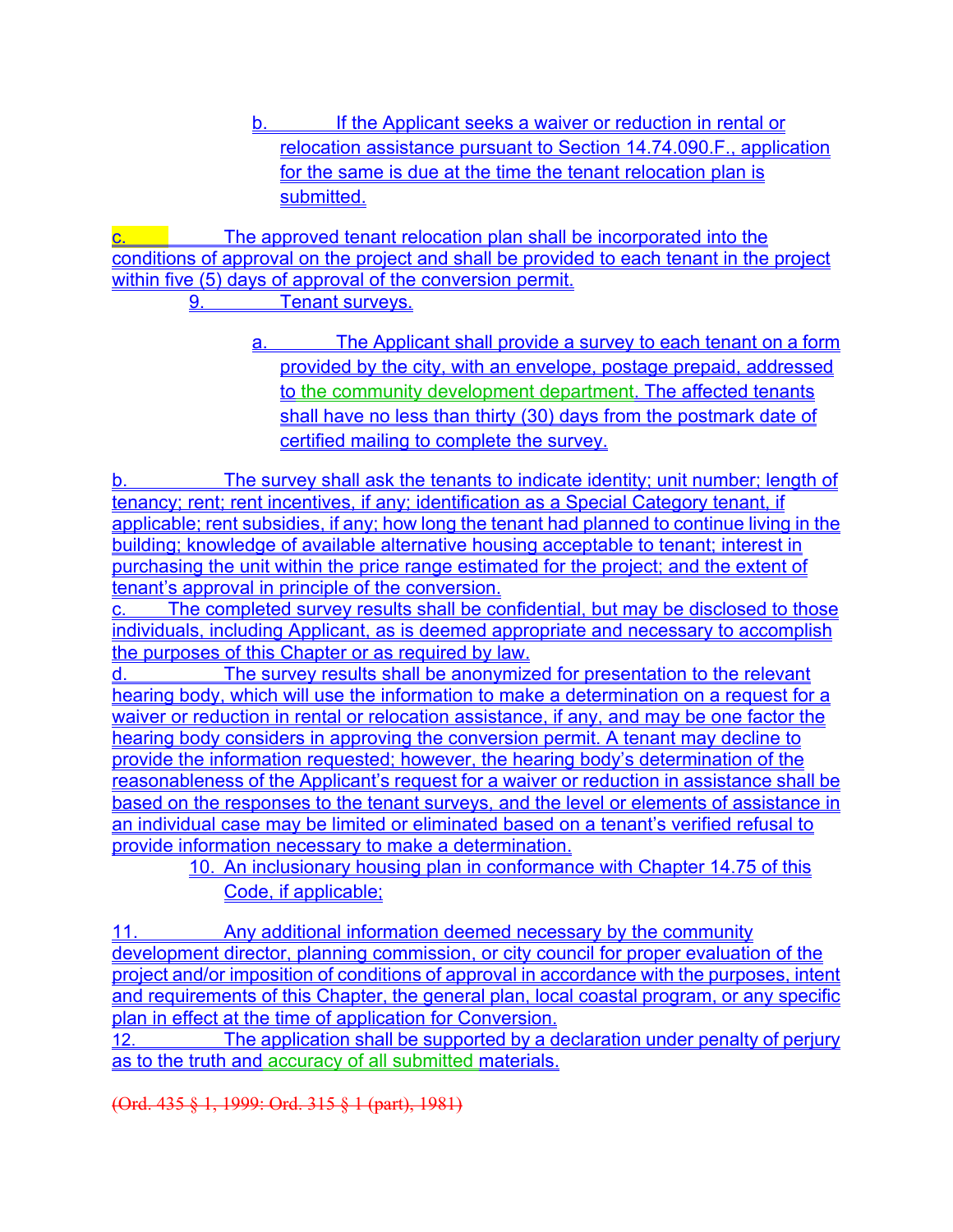b. If the Applicant seeks a waiver or reduction in rental or relocation assistance pursuant to Section 14.74.090.F., application for the same is due at the time the tenant relocation plan is submitted.

c. The approved tenant relocation plan shall be incorporated into the conditions of approval on the project and shall be provided to each tenant in the project within five (5) days of approval of the conversion permit.

9. Tenant surveys.

a. The Applicant shall provide a survey to each tenant on a form provided by the city, with an envelope, postage prepaid, addressed to the community development department. The affected tenants shall have no less than thirty (30) days from the postmark date of certified mailing to complete the survey.

b. The survey shall ask the tenants to indicate identity; unit number; length of tenancy; rent; rent incentives, if any; identification as a Special Category tenant, if applicable; rent subsidies, if any; how long the tenant had planned to continue living in the building; knowledge of available alternative housing acceptable to tenant; interest in purchasing the unit within the price range estimated for the project; and the extent of tenant's approval in principle of the conversion.

c. The completed survey results shall be confidential, but may be disclosed to those individuals, including Applicant, as is deemed appropriate and necessary to accomplish the purposes of this Chapter or as required by law.

d. The survey results shall be anonymized for presentation to the relevant hearing body, which will use the information to make a determination on a request for a waiver or reduction in rental or relocation assistance, if any, and may be one factor the hearing body considers in approving the conversion permit. A tenant may decline to provide the information requested; however, the hearing body's determination of the reasonableness of the Applicant's request for a waiver or reduction in assistance shall be based on the responses to the tenant surveys, and the level or elements of assistance in an individual case may be limited or eliminated based on a tenant's verified refusal to provide information necessary to make a determination.

10. An inclusionary housing plan in conformance with Chapter 14.75 of this Code, if applicable;

11. Any additional information deemed necessary by the community development director, planning commission, or city council for proper evaluation of the project and/or imposition of conditions of approval in accordance with the purposes, intent and requirements of this Chapter, the general plan, local coastal program, or any specific plan in effect at the time of application for Conversion.

12. The application shall be supported by a declaration under penalty of perjury as to the truth and accuracy of all submitted materials.

~~(Ord. 435 § 1, 1999: Ord. 315 § 1 (part), 1981)~~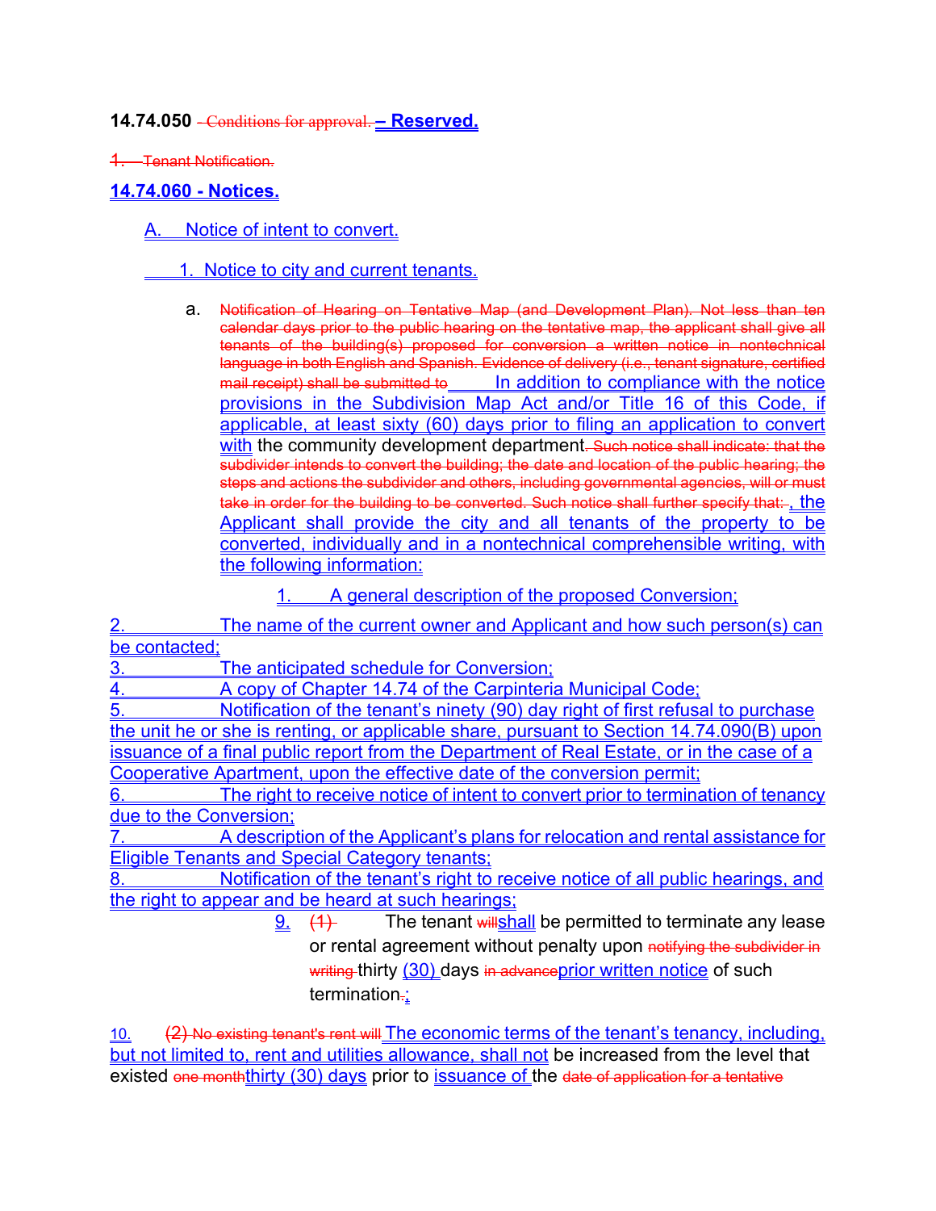**14.74.050** ~~– Conditions for approval.~~ **– Reserved.**

~~1. Tenant Notification.~~

**14.74.060 - Notices.**

A. Notice of intent to convert.

1. Notice to city and current tenants.

a. ~~Notification of Hearing on Tentative Map (and Development Plan). Not less than ten calendar days prior to the public hearing on the tentative map, the applicant shall give all tenants of the building(s) proposed for conversion a written notice in nontechnical language in both English and Spanish. Evidence of delivery (i.e., tenant signature, certified mail receipt) shall be submitted to~~ In addition to compliance with the notice provisions in the Subdivision Map Act and/or Title 16 of this Code, if applicable, at least sixty (60) days prior to filing an application to convert with the community development department~~. Such notice shall indicate: that the subdivider intends to convert the building; the date and location of the public hearing; the steps and actions the subdivider and others, including governmental agencies, will or must take in order for the building to be converted. Such notice shall further specify that:~~ , the Applicant shall provide the city and all tenants of the property to be converted, individually and in a nontechnical comprehensible writing, with the following information:

1. A general description of the proposed Conversion;

2. The name of the current owner and Applicant and how such person(s) can be contacted;

3. The anticipated schedule for Conversion;

4. A copy of Chapter 14.74 of the Carpinteria Municipal Code;

5. Notification of the tenant's ninety (90) day right of first refusal to purchase the unit he or she is renting, or applicable share, pursuant to Section 14.74.090(B) upon issuance of a final public report from the Department of Real Estate, or in the case of a Cooperative Apartment, upon the effective date of the conversion permit;

6. The right to receive notice of intent to convert prior to termination of tenancy due to the Conversion;

7. A description of the Applicant's plans for relocation and rental assistance for Eligible Tenants and Special Category tenants;

8. Notification of the tenant's right to receive notice of all public hearings, and the right to appear and be heard at such hearings;

9. ~~(1)~~ The tenant ~~will~~shall be permitted to terminate any lease or rental agreement without penalty upon ~~notifying the subdivider in writing~~ thirty (30) days ~~in advance~~prior written notice of such termination~~.~~;

10. ~~(2) No existing tenant's rent will~~ The economic terms of the tenant's tenancy, including, but not limited to, rent and utilities allowance, shall not be increased from the level that existed ~~one month~~thirty (30) days prior to issuance of the ~~date of application for a tentative~~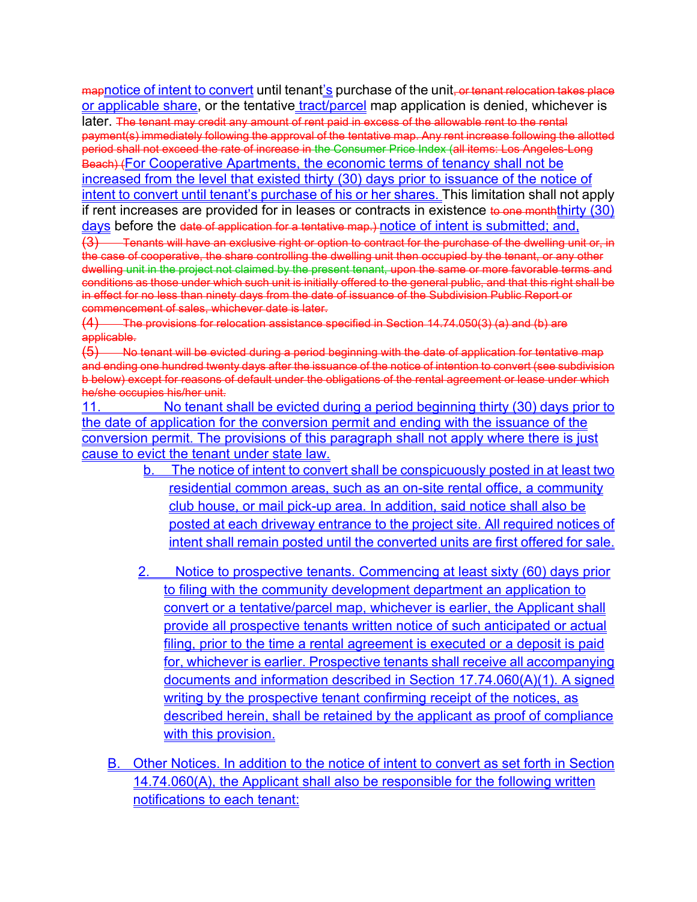mapnotice of intent to convert until tenant's purchase of the unit, or tenant relocation takes place or applicable share, or the tentative tract/parcel map application is denied, whichever is later. The tenant may credit any amount of rent paid in excess of the allowable rent to the rental payment(s) immediately following the approval of the tentative map. Any rent increase following the allotted period shall not exceed the rate of increase in the Consumer Price Index (all items: Los Angeles-Long Beach) (For Cooperative Apartments, the economic terms of tenancy shall not be increased from the level that existed thirty (30) days prior to issuance of the notice of intent to convert until tenant's purchase of his or her shares. This limitation shall not apply if rent increases are provided for in leases or contracts in existence to one monththirty (30) days before the date of application for a tentative map.) notice of intent is submitted; and,

(3) Tenants will have an exclusive right or option to contract for the purchase of the dwelling unit or, in the case of cooperative, the share controlling the dwelling unit then occupied by the tenant, or any other dwelling unit in the project not claimed by the present tenant, upon the same or more favorable terms and conditions as those under which such unit is initially offered to the general public, and that this right shall be in effect for no less than ninety days from the date of issuance of the Subdivision Public Report or commencement of sales, whichever date is later.

(4) The provisions for relocation assistance specified in Section 14.74.050(3) (a) and (b) are applicable.

(5) No tenant will be evicted during a period beginning with the date of application for tentative map and ending one hundred twenty days after the issuance of the notice of intention to convert (see subdivision b below) except for reasons of default under the obligations of the rental agreement or lease under which he/she occupies his/her unit.

11. No tenant shall be evicted during a period beginning thirty (30) days prior to the date of application for the conversion permit and ending with the issuance of the conversion permit. The provisions of this paragraph shall not apply where there is just cause to evict the tenant under state law.

b. The notice of intent to convert shall be conspicuously posted in at least two residential common areas, such as an on-site rental office, a community club house, or mail pick-up area. In addition, said notice shall also be posted at each driveway entrance to the project site. All required notices of intent shall remain posted until the converted units are first offered for sale.

2. Notice to prospective tenants. Commencing at least sixty (60) days prior to filing with the community development department an application to convert or a tentative/parcel map, whichever is earlier, the Applicant shall provide all prospective tenants written notice of such anticipated or actual filing, prior to the time a rental agreement is executed or a deposit is paid for, whichever is earlier. Prospective tenants shall receive all accompanying documents and information described in Section 17.74.060(A)(1). A signed writing by the prospective tenant confirming receipt of the notices, as described herein, shall be retained by the applicant as proof of compliance with this provision.

B. Other Notices. In addition to the notice of intent to convert as set forth in Section 14.74.060(A), the Applicant shall also be responsible for the following written notifications to each tenant: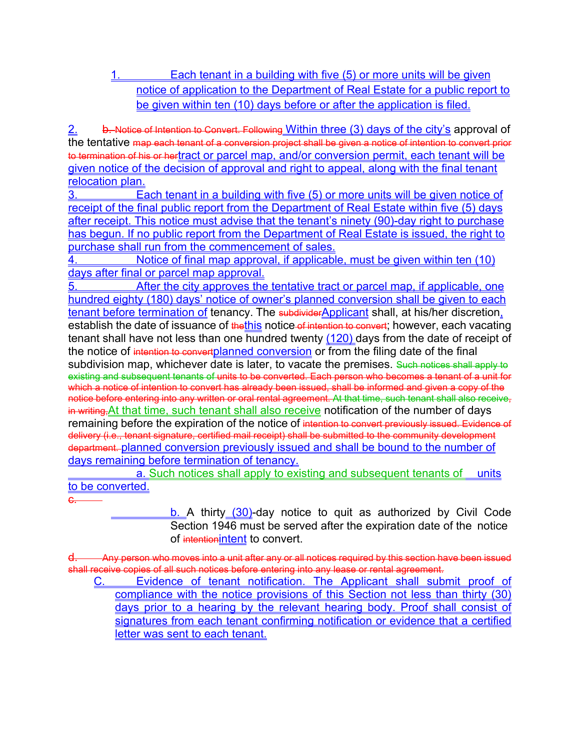1. Each tenant in a building with five (5) or more units will be given notice of application to the Department of Real Estate for a public report to be given within ten (10) days before or after the application is filed.

2. ~~b. Notice of Intention to Convert. Following~~ Within three (3) days of the city's approval of the tentative ~~map each tenant of a conversion project shall be given a notice of intention to convert prior to termination of his or her~~ tract or parcel map, and/or conversion permit, each tenant will be given notice of the decision of approval and right to appeal, along with the final tenant relocation plan.

3. Each tenant in a building with five (5) or more units will be given notice of receipt of the final public report from the Department of Real Estate within five (5) days after receipt. This notice must advise that the tenant's ninety (90)-day right to purchase has begun. If no public report from the Department of Real Estate is issued, the right to purchase shall run from the commencement of sales.

4. Notice of final map approval, if applicable, must be given within ten (10) days after final or parcel map approval.

5. After the city approves the tentative tract or parcel map, if applicable, one hundred eighty (180) days' notice of owner's planned conversion shall be given to each tenant before termination of tenancy. The ~~subdivider~~Applicant shall, at his/her discretion, establish the date of issuance of ~~the~~this notice ~~of intention to convert~~; however, each vacating tenant shall have not less than one hundred twenty (120) days from the date of receipt of the notice of ~~intention to convert~~planned conversion or from the filing date of the final subdivision map, whichever date is later, to vacate the premises. ~~Such notices shall apply to existing and subsequent tenants of units to be converted. Each person who becomes a tenant of a unit for which a notice of intention to convert has already been issued, shall be informed and given a copy of the notice before entering into any written or oral rental agreement. At that time, such tenant shall also receive, in writing,~~ At that time, such tenant shall also receive notification of the number of days remaining before the expiration of the notice of ~~intention to convert previously issued. Evidence of delivery (i.e., tenant signature, certified mail receipt) shall be submitted to the community development department.~~ planned conversion previously issued and shall be bound to the number of days remaining before termination of tenancy.

   a. Such notices shall apply to existing and subsequent tenants of units to be converted.

~~c.~~

   b. A thirty (30)-day notice to quit as authorized by Civil Code Section 1946 must be served after the expiration date of the notice of ~~intention~~intent to convert.

~~d. Any person who moves into a unit after any or all notices required by this section have been issued shall receive copies of all such notices before entering into any lease or rental agreement.~~

C. Evidence of tenant notification. The Applicant shall submit proof of compliance with the notice provisions of this Section not less than thirty (30) days prior to a hearing by the relevant hearing body. Proof shall consist of signatures from each tenant confirming notification or evidence that a certified letter was sent to each tenant.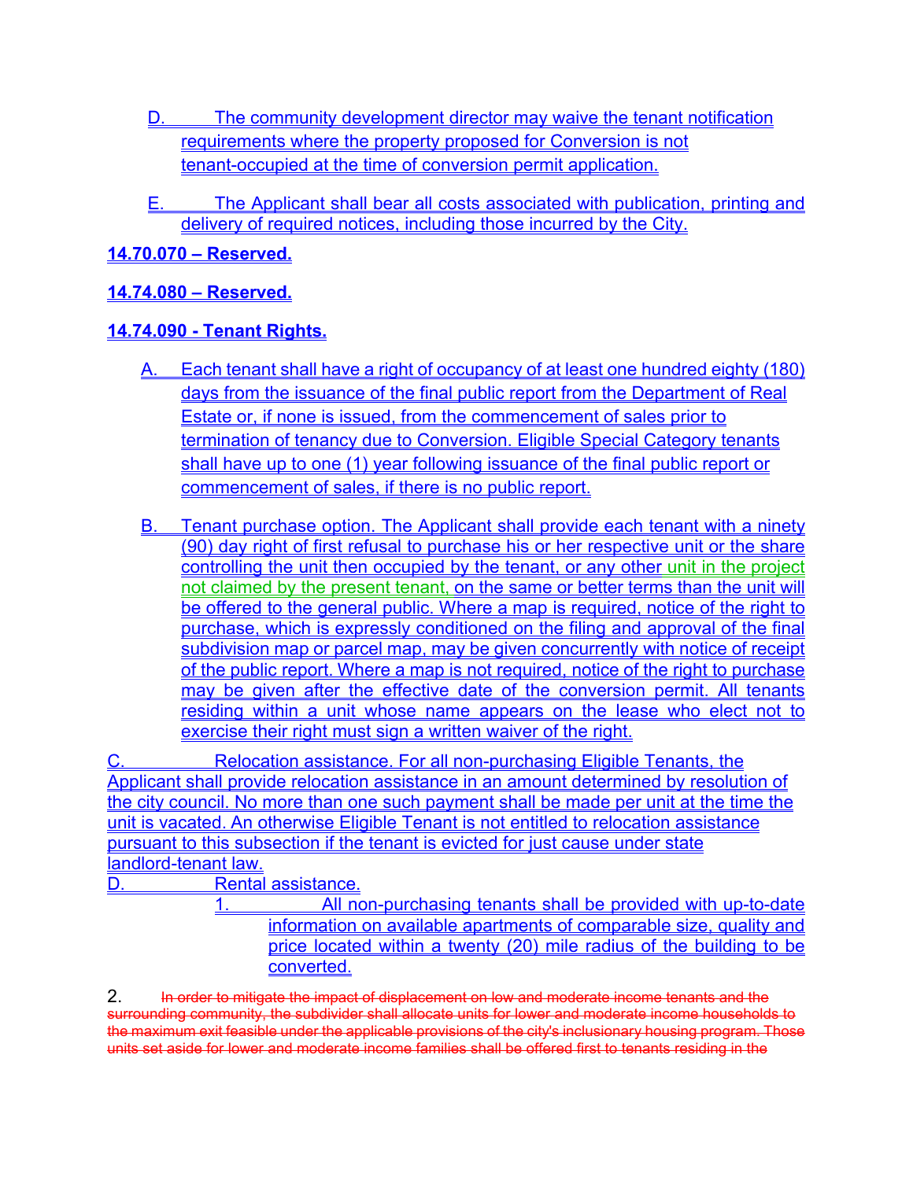D. The community development director may waive the tenant notification requirements where the property proposed for Conversion is not tenant-occupied at the time of conversion permit application.

E. The Applicant shall bear all costs associated with publication, printing and delivery of required notices, including those incurred by the City.

**14.70.070 – Reserved.**

**14.74.080 – Reserved.**

**14.74.090 - Tenant Rights.**

A. Each tenant shall have a right of occupancy of at least one hundred eighty (180) days from the issuance of the final public report from the Department of Real Estate or, if none is issued, from the commencement of sales prior to termination of tenancy due to Conversion. Eligible Special Category tenants shall have up to one (1) year following issuance of the final public report or commencement of sales, if there is no public report.

B. Tenant purchase option. The Applicant shall provide each tenant with a ninety (90) day right of first refusal to purchase his or her respective unit or the share controlling the unit then occupied by the tenant, or any other unit in the project not claimed by the present tenant, on the same or better terms than the unit will be offered to the general public. Where a map is required, notice of the right to purchase, which is expressly conditioned on the filing and approval of the final subdivision map or parcel map, may be given concurrently with notice of receipt of the public report. Where a map is not required, notice of the right to purchase may be given after the effective date of the conversion permit. All tenants residing within a unit whose name appears on the lease who elect not to exercise their right must sign a written waiver of the right.

C. Relocation assistance. For all non-purchasing Eligible Tenants, the Applicant shall provide relocation assistance in an amount determined by resolution of the city council. No more than one such payment shall be made per unit at the time the unit is vacated. An otherwise Eligible Tenant is not entitled to relocation assistance pursuant to this subsection if the tenant is evicted for just cause under state landlord-tenant law.

D. Rental assistance.

1. All non-purchasing tenants shall be provided with up-to-date information on available apartments of comparable size, quality and price located within a twenty (20) mile radius of the building to be converted.

2. ~~In order to mitigate the impact of displacement on low and moderate income tenants and the surrounding community, the subdivider shall allocate units for lower and moderate income households to the maximum exit feasible under the applicable provisions of the city's inclusionary housing program. Those units set aside for lower and moderate income families shall be offered first to tenants residing in the~~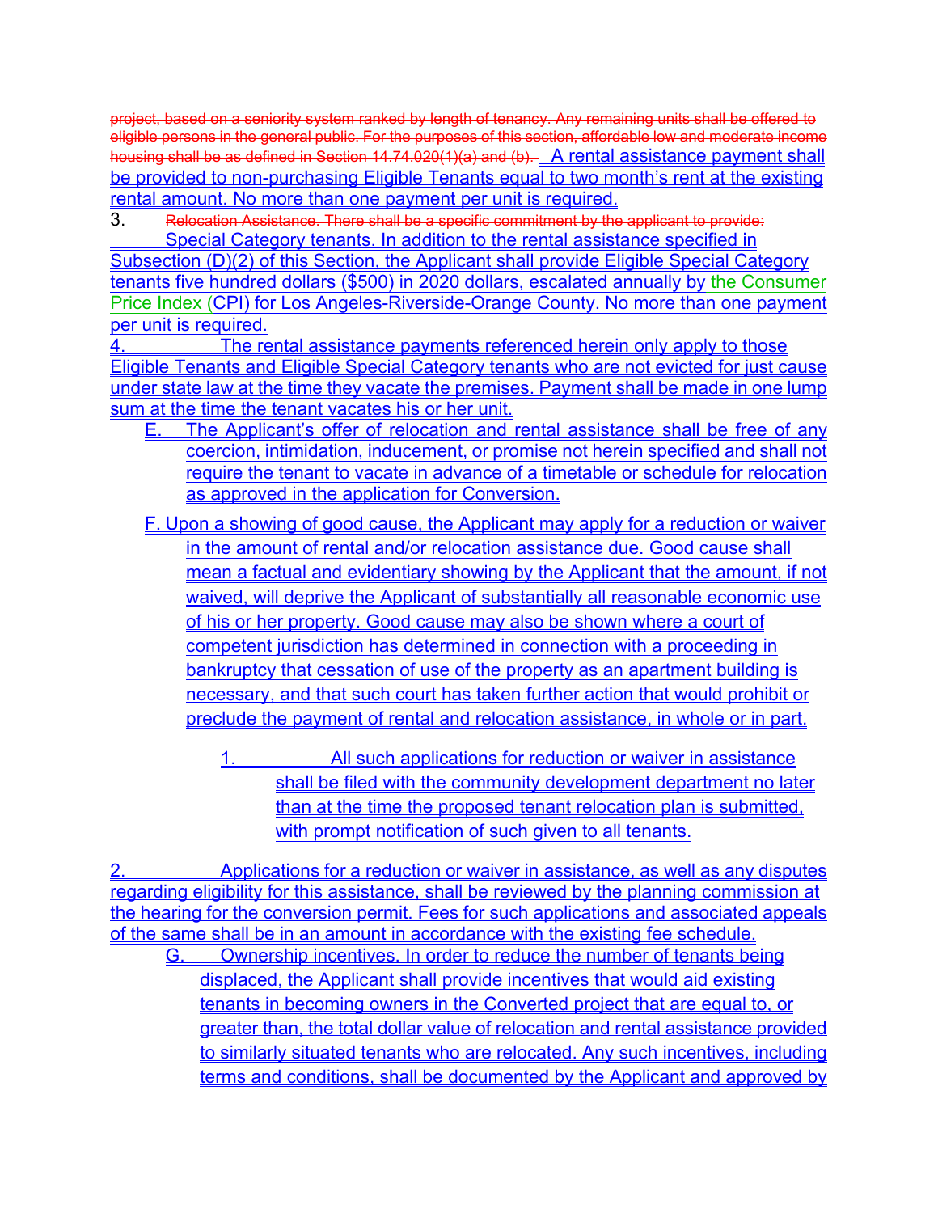~~project, based on a seniority system ranked by length of tenancy. Any remaining units shall be offered to eligible persons in the general public. For the purposes of this section, affordable low and moderate income housing shall be as defined in Section 14.74.020(1)(a) and (b).~~ A rental assistance payment shall be provided to non-purchasing Eligible Tenants equal to two month's rent at the existing rental amount. No more than one payment per unit is required.

3. ~~Relocation Assistance. There shall be a specific commitment by the applicant to provide:~~ Special Category tenants. In addition to the rental assistance specified in Subsection (D)(2) of this Section, the Applicant shall provide Eligible Special Category tenants five hundred dollars ($500) in 2020 dollars, escalated annually by the Consumer Price Index (CPI) for Los Angeles-Riverside-Orange County. No more than one payment per unit is required.

4. The rental assistance payments referenced herein only apply to those Eligible Tenants and Eligible Special Category tenants who are not evicted for just cause under state law at the time they vacate the premises. Payment shall be made in one lump sum at the time the tenant vacates his or her unit.

E. The Applicant's offer of relocation and rental assistance shall be free of any coercion, intimidation, inducement, or promise not herein specified and shall not require the tenant to vacate in advance of a timetable or schedule for relocation as approved in the application for Conversion.

F. Upon a showing of good cause, the Applicant may apply for a reduction or waiver in the amount of rental and/or relocation assistance due. Good cause shall mean a factual and evidentiary showing by the Applicant that the amount, if not waived, will deprive the Applicant of substantially all reasonable economic use of his or her property. Good cause may also be shown where a court of competent jurisdiction has determined in connection with a proceeding in bankruptcy that cessation of use of the property as an apartment building is necessary, and that such court has taken further action that would prohibit or preclude the payment of rental and relocation assistance, in whole or in part.

1. All such applications for reduction or waiver in assistance shall be filed with the community development department no later than at the time the proposed tenant relocation plan is submitted, with prompt notification of such given to all tenants.

2. Applications for a reduction or waiver in assistance, as well as any disputes regarding eligibility for this assistance, shall be reviewed by the planning commission at the hearing for the conversion permit. Fees for such applications and associated appeals of the same shall be in an amount in accordance with the existing fee schedule.

G. Ownership incentives. In order to reduce the number of tenants being displaced, the Applicant shall provide incentives that would aid existing tenants in becoming owners in the Converted project that are equal to, or greater than, the total dollar value of relocation and rental assistance provided to similarly situated tenants who are relocated. Any such incentives, including terms and conditions, shall be documented by the Applicant and approved by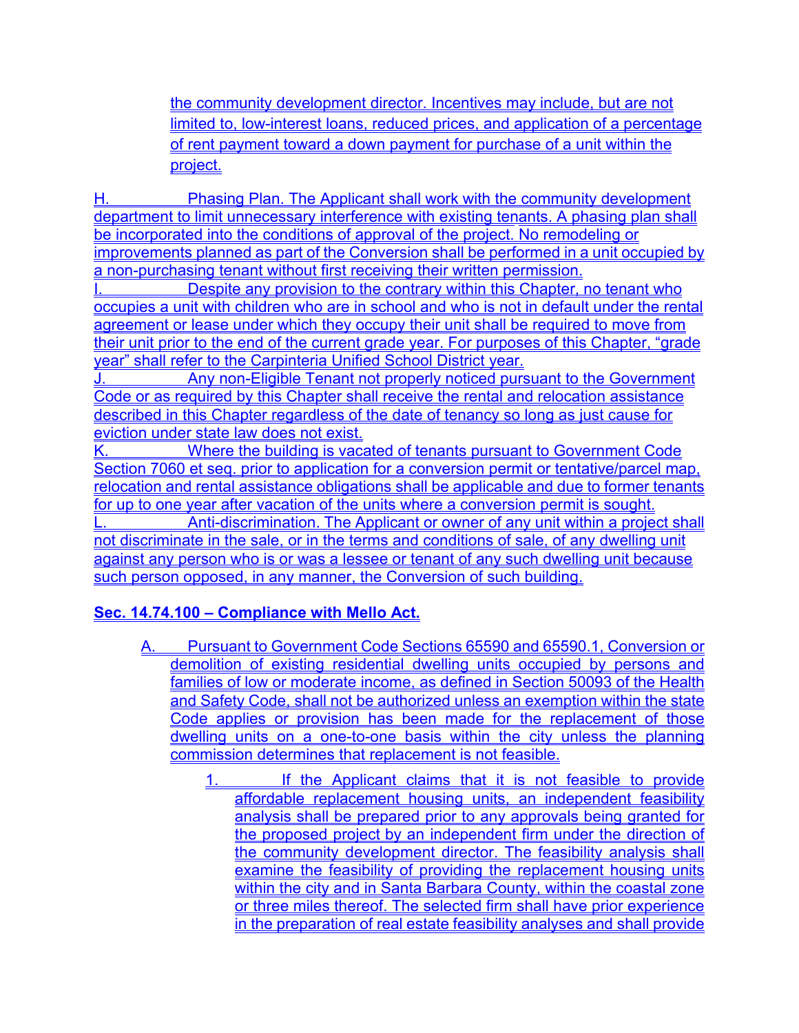the community development director. Incentives may include, but are not limited to, low-interest loans, reduced prices, and application of a percentage of rent payment toward a down payment for purchase of a unit within the project.

H. Phasing Plan. The Applicant shall work with the community development department to limit unnecessary interference with existing tenants. A phasing plan shall be incorporated into the conditions of approval of the project. No remodeling or improvements planned as part of the Conversion shall be performed in a unit occupied by a non-purchasing tenant without first receiving their written permission.

I. Despite any provision to the contrary within this Chapter, no tenant who occupies a unit with children who are in school and who is not in default under the rental agreement or lease under which they occupy their unit shall be required to move from their unit prior to the end of the current grade year. For purposes of this Chapter, "grade year" shall refer to the Carpinteria Unified School District year.

J. Any non-Eligible Tenant not properly noticed pursuant to the Government Code or as required by this Chapter shall receive the rental and relocation assistance described in this Chapter regardless of the date of tenancy so long as just cause for eviction under state law does not exist.

K. Where the building is vacated of tenants pursuant to Government Code Section 7060 et seq. prior to application for a conversion permit or tentative/parcel map, relocation and rental assistance obligations shall be applicable and due to former tenants for up to one year after vacation of the units where a conversion permit is sought.

L. Anti-discrimination. The Applicant or owner of any unit within a project shall not discriminate in the sale, or in the terms and conditions of sale, of any dwelling unit against any person who is or was a lessee or tenant of any such dwelling unit because such person opposed, in any manner, the Conversion of such building.

## Sec. 14.74.100 – Compliance with Mello Act.

A. Pursuant to Government Code Sections 65590 and 65590.1, Conversion or demolition of existing residential dwelling units occupied by persons and families of low or moderate income, as defined in Section 50093 of the Health and Safety Code, shall not be authorized unless an exemption within the state Code applies or provision has been made for the replacement of those dwelling units on a one-to-one basis within the city unless the planning commission determines that replacement is not feasible.

1. If the Applicant claims that it is not feasible to provide affordable replacement housing units, an independent feasibility analysis shall be prepared prior to any approvals being granted for the proposed project by an independent firm under the direction of the community development director. The feasibility analysis shall examine the feasibility of providing the replacement housing units within the city and in Santa Barbara County, within the coastal zone or three miles thereof. The selected firm shall have prior experience in the preparation of real estate feasibility analyses and shall provide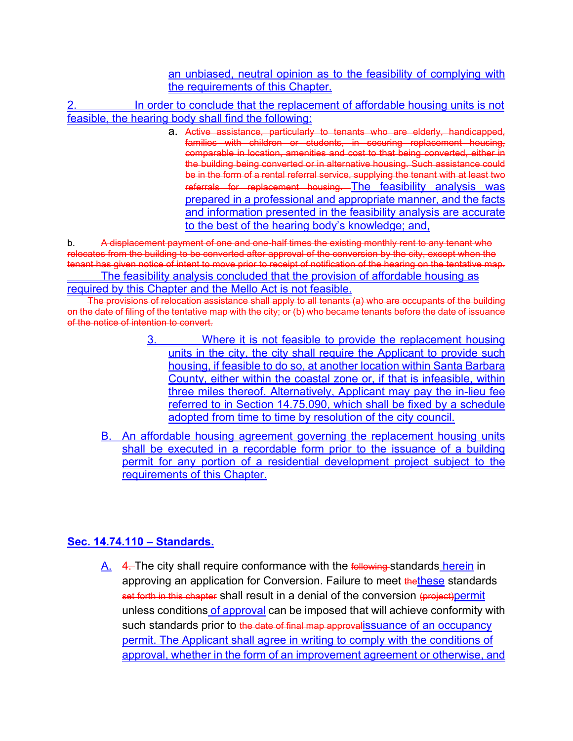an unbiased, neutral opinion as to the feasibility of complying with the requirements of this Chapter.

2. In order to conclude that the replacement of affordable housing units is not feasible, the hearing body shall find the following:

a. ~~Active assistance, particularly to tenants who are elderly, handicapped, families with children or students, in securing replacement housing, comparable in location, amenities and cost to that being converted, either in the building being converted or in alternative housing. Such assistance could be in the form of a rental referral service, supplying the tenant with at least two referrals for replacement housing.~~ The feasibility analysis was prepared in a professional and appropriate manner, and the facts and information presented in the feasibility analysis are accurate to the best of the hearing body's knowledge; and,

b. ~~A displacement payment of one and one-half times the existing monthly rent to any tenant who relocates from the building to be converted after approval of the conversion by the city, except when the tenant has given notice of intent to move prior to receipt of notification of the hearing on the tentative map.~~ The feasibility analysis concluded that the provision of affordable housing as required by this Chapter and the Mello Act is not feasible.

~~The provisions of relocation assistance shall apply to all tenants (a) who are occupants of the building on the date of filing of the tentative map with the city; or (b) who became tenants before the date of issuance of the notice of intention to convert.~~

3. Where it is not feasible to provide the replacement housing units in the city, the city shall require the Applicant to provide such housing, if feasible to do so, at another location within Santa Barbara County, either within the coastal zone or, if that is infeasible, within three miles thereof. Alternatively, Applicant may pay the in-lieu fee referred to in Section 14.75.090, which shall be fixed by a schedule adopted from time to time by resolution of the city council.

B. An affordable housing agreement governing the replacement housing units shall be executed in a recordable form prior to the issuance of a building permit for any portion of a residential development project subject to the requirements of this Chapter.

## Sec. 14.74.110 – Standards.

A. ~~4.~~ The city shall require conformance with the ~~following~~ standards herein in approving an application for Conversion. Failure to meet ~~the~~these standards ~~set forth in this chapter~~ shall result in a denial of the conversion ~~(project)~~permit unless conditions of approval can be imposed that will achieve conformity with such standards prior to ~~the date of final map approval~~issuance of an occupancy permit. The Applicant shall agree in writing to comply with the conditions of approval, whether in the form of an improvement agreement or otherwise, and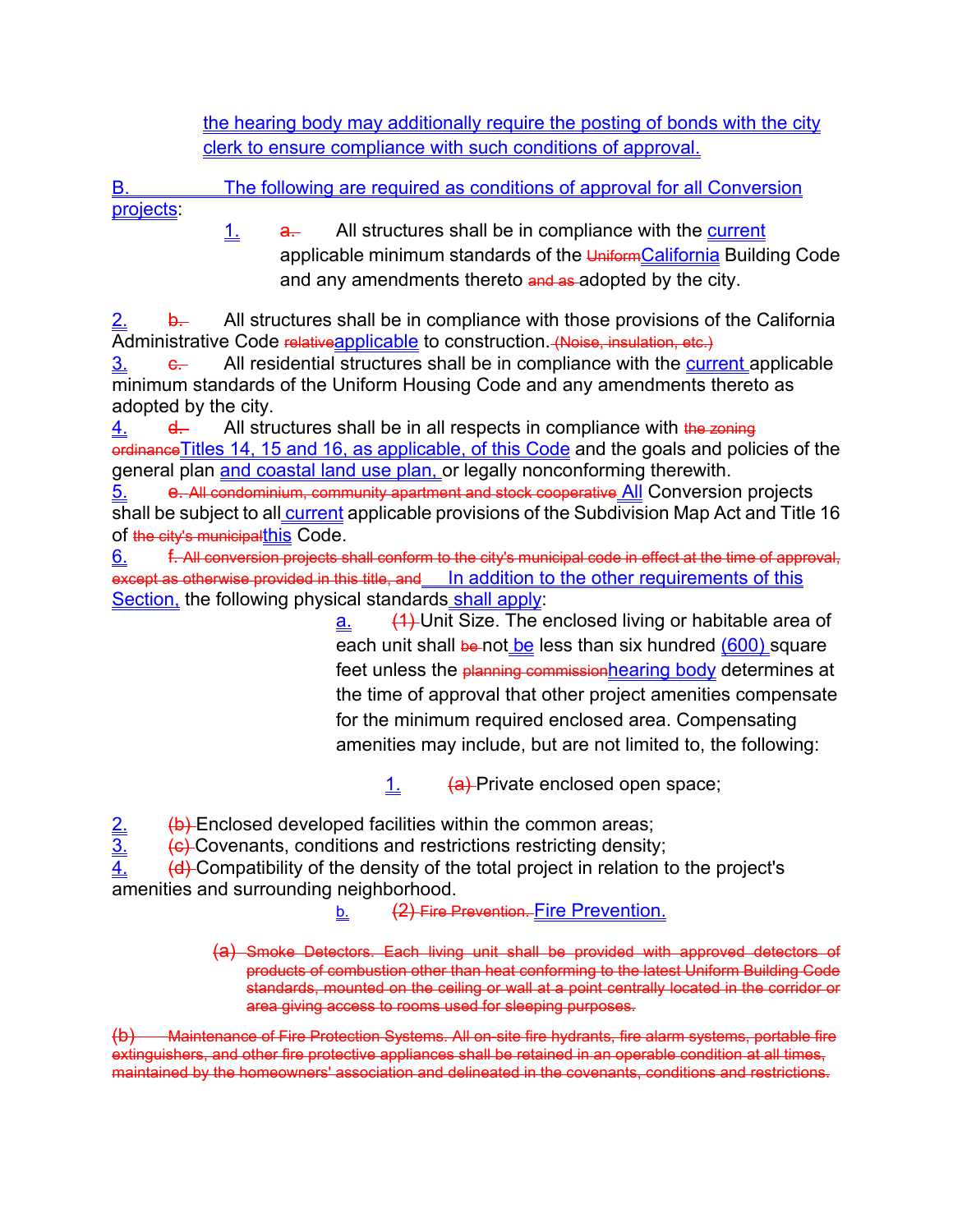the hearing body may additionally require the posting of bonds with the city clerk to ensure compliance with such conditions of approval.

B. The following are required as conditions of approval for all Conversion projects:

1. ~~a.~~ All structures shall be in compliance with the current applicable minimum standards of the ~~Uniform~~California Building Code and any amendments thereto ~~and as~~ adopted by the city.

2. ~~b.~~ All structures shall be in compliance with those provisions of the California Administrative Code ~~relative~~applicable to construction. ~~(Noise, insulation, etc.)~~

3. ~~c.~~ All residential structures shall be in compliance with the current applicable minimum standards of the Uniform Housing Code and any amendments thereto as adopted by the city.

4. ~~d.~~ All structures shall be in all respects in compliance with ~~the zoning ordinance~~Titles 14, 15 and 16, as applicable, of this Code and the goals and policies of the general plan and coastal land use plan, or legally nonconforming therewith.

5. ~~e. All condominium, community apartment and stock cooperative~~ All Conversion projects shall be subject to all current applicable provisions of the Subdivision Map Act and Title 16 of ~~the city's municipal~~this Code.

6. ~~f. All conversion projects shall conform to the city's municipal code in effect at the time of approval, except as otherwise provided in this title, and~~ In addition to the other requirements of this Section, the following physical standards shall apply:

a. ~~(1)~~ Unit Size. The enclosed living or habitable area of each unit shall ~~be~~ not be less than six hundred (600) square feet unless the ~~planning commission~~hearing body determines at the time of approval that other project amenities compensate for the minimum required enclosed area. Compensating amenities may include, but are not limited to, the following:

1. ~~(a)~~ Private enclosed open space;

2. ~~(b)~~ Enclosed developed facilities within the common areas;

3. ~~(c)~~ Covenants, conditions and restrictions restricting density;

4. ~~(d)~~ Compatibility of the density of the total project in relation to the project's amenities and surrounding neighborhood.

b. ~~(2) Fire Prevention.~~ Fire Prevention.

~~(a) Smoke Detectors. Each living unit shall be provided with approved detectors of products of combustion other than heat conforming to the latest Uniform Building Code standards, mounted on the ceiling or wall at a point centrally located in the corridor or area giving access to rooms used for sleeping purposes.~~

~~(b) Maintenance of Fire Protection Systems. All on-site fire hydrants, fire alarm systems, portable fire extinguishers, and other fire protective appliances shall be retained in an operable condition at all times, maintained by the homeowners' association and delineated in the covenants, conditions and restrictions.~~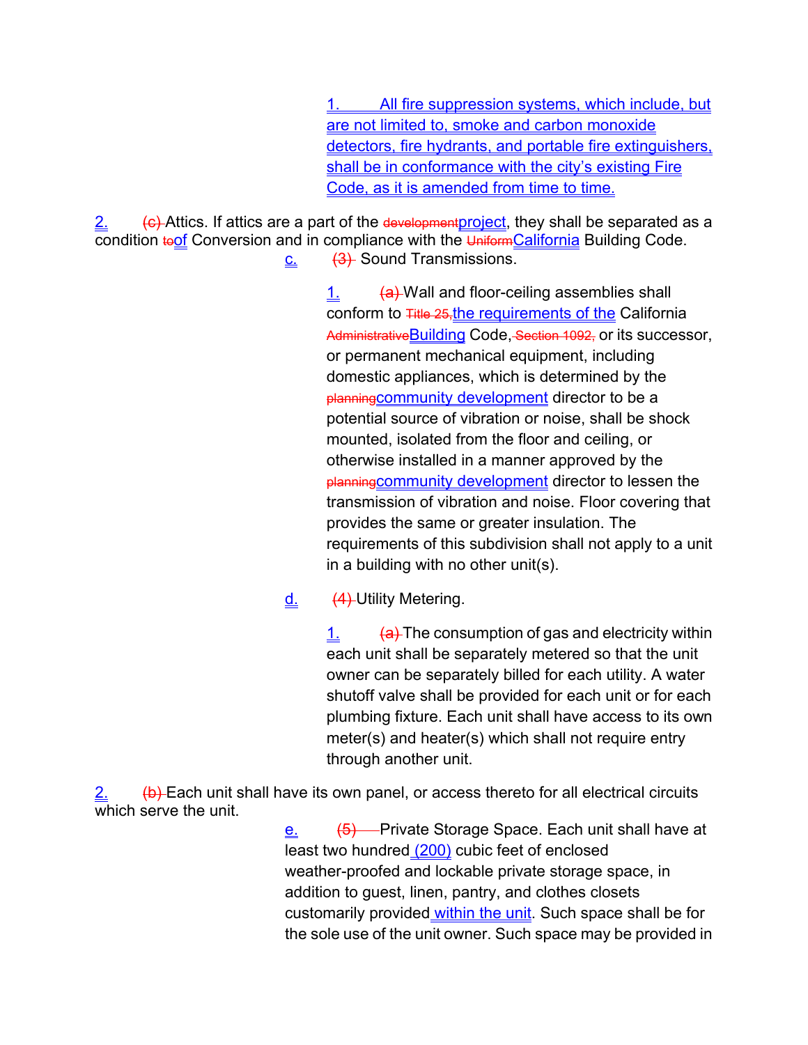1. All fire suppression systems, which include, but are not limited to, smoke and carbon monoxide detectors, fire hydrants, and portable fire extinguishers, shall be in conformance with the city's existing Fire Code, as it is amended from time to time.

2. ~~(c)~~ Attics. If attics are a part of the ~~development~~project, they shall be separated as a condition ~~to~~of Conversion and in compliance with the ~~Uniform~~California Building Code.

c. ~~(3)~~ Sound Transmissions.

1. ~~(a)~~ Wall and floor-ceiling assemblies shall conform to ~~Title 25,~~the requirements of the California ~~Administrative~~Building Code, ~~Section 1092,~~ or its successor, or permanent mechanical equipment, including domestic appliances, which is determined by the ~~planning~~community development director to be a potential source of vibration or noise, shall be shock mounted, isolated from the floor and ceiling, or otherwise installed in a manner approved by the ~~planning~~community development director to lessen the transmission of vibration and noise. Floor covering that provides the same or greater insulation. The requirements of this subdivision shall not apply to a unit in a building with no other unit(s).

d. ~~(4)~~ Utility Metering.

1. ~~(a)~~ The consumption of gas and electricity within each unit shall be separately metered so that the unit owner can be separately billed for each utility. A water shutoff valve shall be provided for each unit or for each plumbing fixture. Each unit shall have access to its own meter(s) and heater(s) which shall not require entry through another unit.

2. ~~(b)~~ Each unit shall have its own panel, or access thereto for all electrical circuits which serve the unit.

e. ~~(5)~~ Private Storage Space. Each unit shall have at least two hundred (200) cubic feet of enclosed weather-proofed and lockable private storage space, in addition to guest, linen, pantry, and clothes closets customarily provided within the unit. Such space shall be for the sole use of the unit owner. Such space may be provided in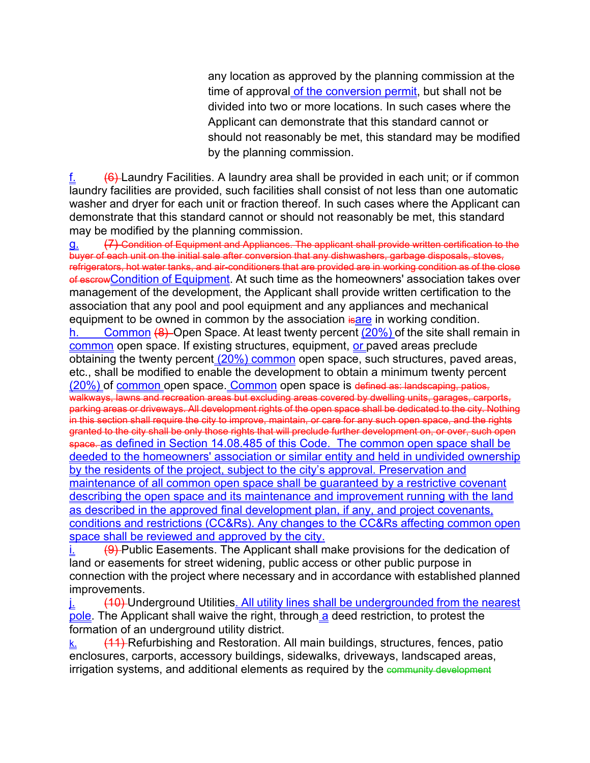any location as approved by the planning commission at the time of approval of the conversion permit, but shall not be divided into two or more locations. In such cases where the Applicant can demonstrate that this standard cannot or should not reasonably be met, this standard may be modified by the planning commission.

f. (6) Laundry Facilities. A laundry area shall be provided in each unit; or if common laundry facilities are provided, such facilities shall consist of not less than one automatic washer and dryer for each unit or fraction thereof. In such cases where the Applicant can demonstrate that this standard cannot or should not reasonably be met, this standard may be modified by the planning commission.

g. (7) Condition of Equipment and Appliances. The applicant shall provide written certification to the buyer of each unit on the initial sale after conversion that any dishwashers, garbage disposals, stoves, refrigerators, hot water tanks, and air-conditioners that are provided are in working condition as of the close of escrowCondition of Equipment. At such time as the homeowners' association takes over management of the development, the Applicant shall provide written certification to the association that any pool and pool equipment and any appliances and mechanical equipment to be owned in common by the association isare in working condition.

h. Common (8) Open Space. At least twenty percent (20%) of the site shall remain in common open space. If existing structures, equipment, or paved areas preclude obtaining the twenty percent (20%) common open space, such structures, paved areas, etc., shall be modified to enable the development to obtain a minimum twenty percent (20%) of common open space. Common open space is defined as: landscaping, patios, walkways, lawns and recreation areas but excluding areas covered by dwelling units, garages, carports, parking areas or driveways. All development rights of the open space shall be dedicated to the city. Nothing in this section shall require the city to improve, maintain, or care for any such open space, and the rights granted to the city shall be only those rights that will preclude further development on, or over, such open space. as defined in Section 14.08.485 of this Code. The common open space shall be deeded to the homeowners' association or similar entity and held in undivided ownership by the residents of the project, subject to the city's approval. Preservation and maintenance of all common open space shall be guaranteed by a restrictive covenant describing the open space and its maintenance and improvement running with the land as described in the approved final development plan, if any, and project covenants, conditions and restrictions (CC&Rs). Any changes to the CC&Rs affecting common open space shall be reviewed and approved by the city.

i. (9) Public Easements. The Applicant shall make provisions for the dedication of land or easements for street widening, public access or other public purpose in connection with the project where necessary and in accordance with established planned improvements.

j. (10) Underground Utilities. All utility lines shall be undergrounded from the nearest pole. The Applicant shall waive the right, through a deed restriction, to protest the formation of an underground utility district.

k. (11) Refurbishing and Restoration. All main buildings, structures, fences, patio enclosures, carports, accessory buildings, sidewalks, driveways, landscaped areas, irrigation systems, and additional elements as required by the community development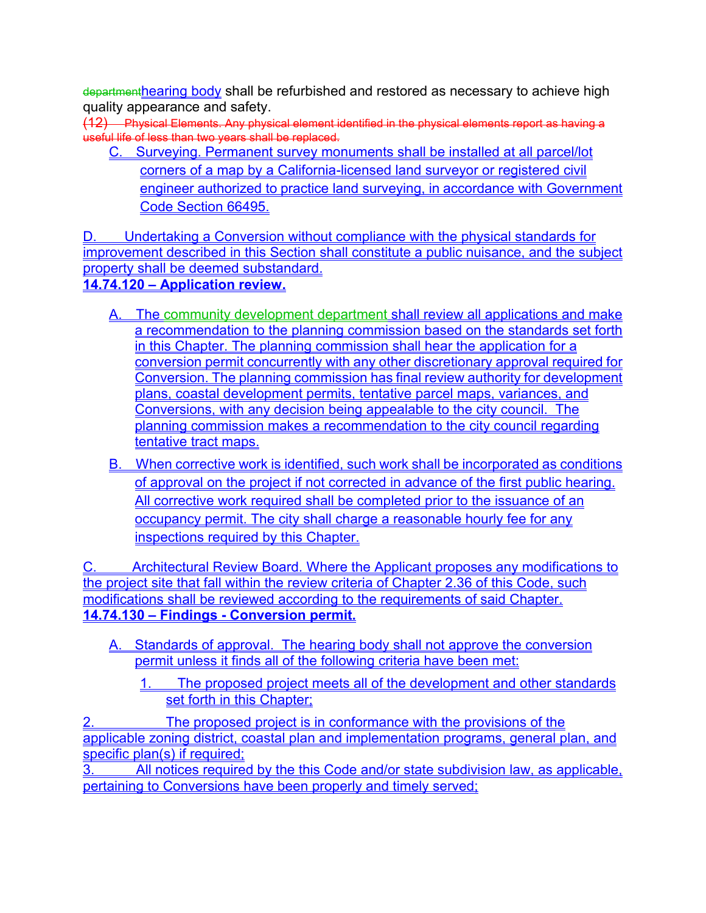~~department~~hearing body shall be refurbished and restored as necessary to achieve high quality appearance and safety.

~~(12) Physical Elements. Any physical element identified in the physical elements report as having a useful life of less than two years shall be replaced.~~

C. Surveying. Permanent survey monuments shall be installed at all parcel/lot corners of a map by a California-licensed land surveyor or registered civil engineer authorized to practice land surveying, in accordance with Government Code Section 66495.

D. Undertaking a Conversion without compliance with the physical standards for improvement described in this Section shall constitute a public nuisance, and the subject property shall be deemed substandard.

**14.74.120 – Application review.**

A. The community development department shall review all applications and make a recommendation to the planning commission based on the standards set forth in this Chapter. The planning commission shall hear the application for a conversion permit concurrently with any other discretionary approval required for Conversion. The planning commission has final review authority for development plans, coastal development permits, tentative parcel maps, variances, and Conversions, with any decision being appealable to the city council. The planning commission makes a recommendation to the city council regarding tentative tract maps.

B. When corrective work is identified, such work shall be incorporated as conditions of approval on the project if not corrected in advance of the first public hearing. All corrective work required shall be completed prior to the issuance of an occupancy permit. The city shall charge a reasonable hourly fee for any inspections required by this Chapter.

C. Architectural Review Board. Where the Applicant proposes any modifications to the project site that fall within the review criteria of Chapter 2.36 of this Code, such modifications shall be reviewed according to the requirements of said Chapter.

**14.74.130 – Findings - Conversion permit.**

A. Standards of approval. The hearing body shall not approve the conversion permit unless it finds all of the following criteria have been met:

1. The proposed project meets all of the development and other standards set forth in this Chapter;

2. The proposed project is in conformance with the provisions of the applicable zoning district, coastal plan and implementation programs, general plan, and specific plan(s) if required;

3. All notices required by the this Code and/or state subdivision law, as applicable, pertaining to Conversions have been properly and timely served;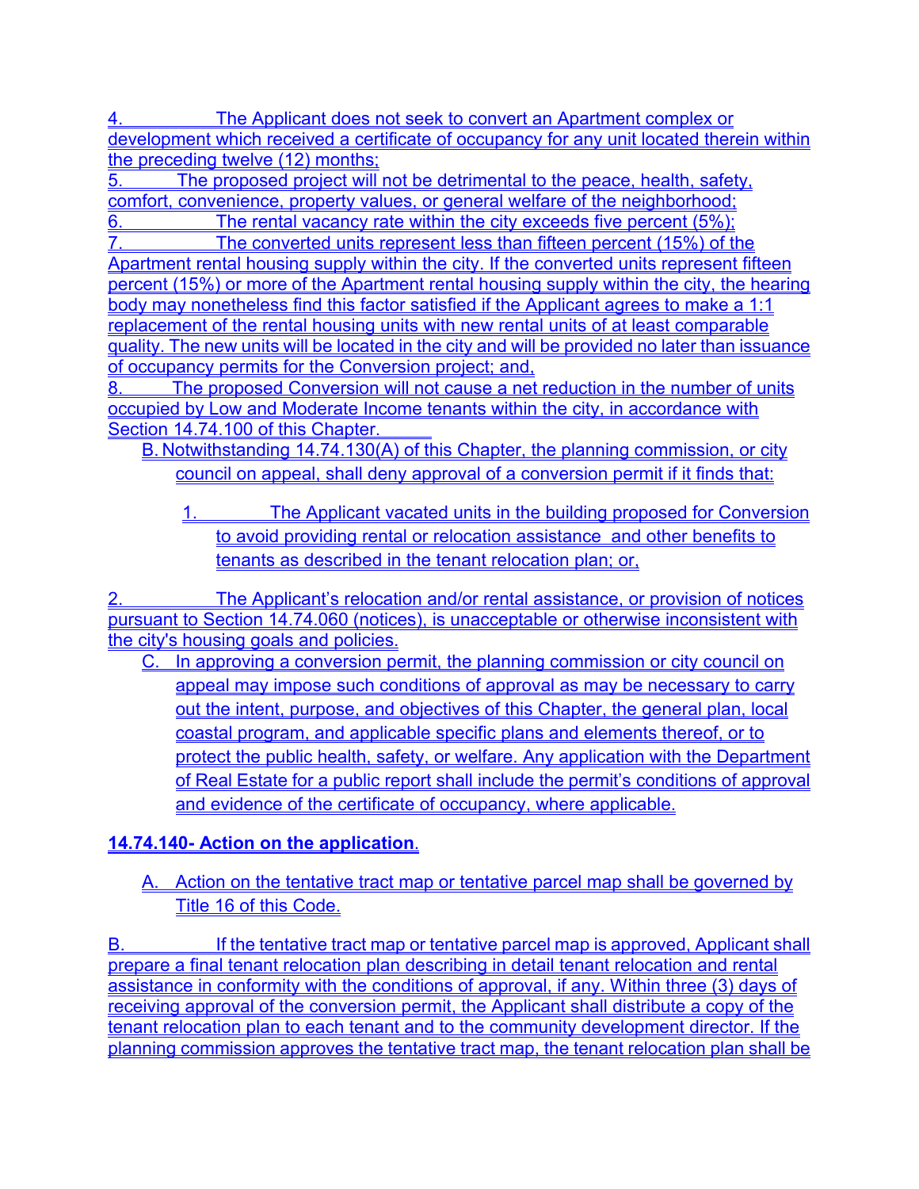4. The Applicant does not seek to convert an Apartment complex or development which received a certificate of occupancy for any unit located therein within the preceding twelve (12) months;

5. The proposed project will not be detrimental to the peace, health, safety, comfort, convenience, property values, or general welfare of the neighborhood;

6. The rental vacancy rate within the city exceeds five percent (5%);

7. The converted units represent less than fifteen percent (15%) of the Apartment rental housing supply within the city. If the converted units represent fifteen percent (15%) or more of the Apartment rental housing supply within the city, the hearing body may nonetheless find this factor satisfied if the Applicant agrees to make a 1:1 replacement of the rental housing units with new rental units of at least comparable quality. The new units will be located in the city and will be provided no later than issuance of occupancy permits for the Conversion project; and,

8. The proposed Conversion will not cause a net reduction in the number of units occupied by Low and Moderate Income tenants within the city, in accordance with Section 14.74.100 of this Chapter.

B. Notwithstanding 14.74.130(A) of this Chapter, the planning commission, or city council on appeal, shall deny approval of a conversion permit if it finds that:

1. The Applicant vacated units in the building proposed for Conversion to avoid providing rental or relocation assistance and other benefits to tenants as described in the tenant relocation plan; or,

2. The Applicant's relocation and/or rental assistance, or provision of notices pursuant to Section 14.74.060 (notices), is unacceptable or otherwise inconsistent with the city's housing goals and policies.

C. In approving a conversion permit, the planning commission or city council on appeal may impose such conditions of approval as may be necessary to carry out the intent, purpose, and objectives of this Chapter, the general plan, local coastal program, and applicable specific plans and elements thereof, or to protect the public health, safety, or welfare. Any application with the Department of Real Estate for a public report shall include the permit's conditions of approval and evidence of the certificate of occupancy, where applicable.

**14.74.140- Action on the application**.

A. Action on the tentative tract map or tentative parcel map shall be governed by Title 16 of this Code.

B. If the tentative tract map or tentative parcel map is approved, Applicant shall prepare a final tenant relocation plan describing in detail tenant relocation and rental assistance in conformity with the conditions of approval, if any. Within three (3) days of receiving approval of the conversion permit, the Applicant shall distribute a copy of the tenant relocation plan to each tenant and to the community development director. If the planning commission approves the tentative tract map, the tenant relocation plan shall be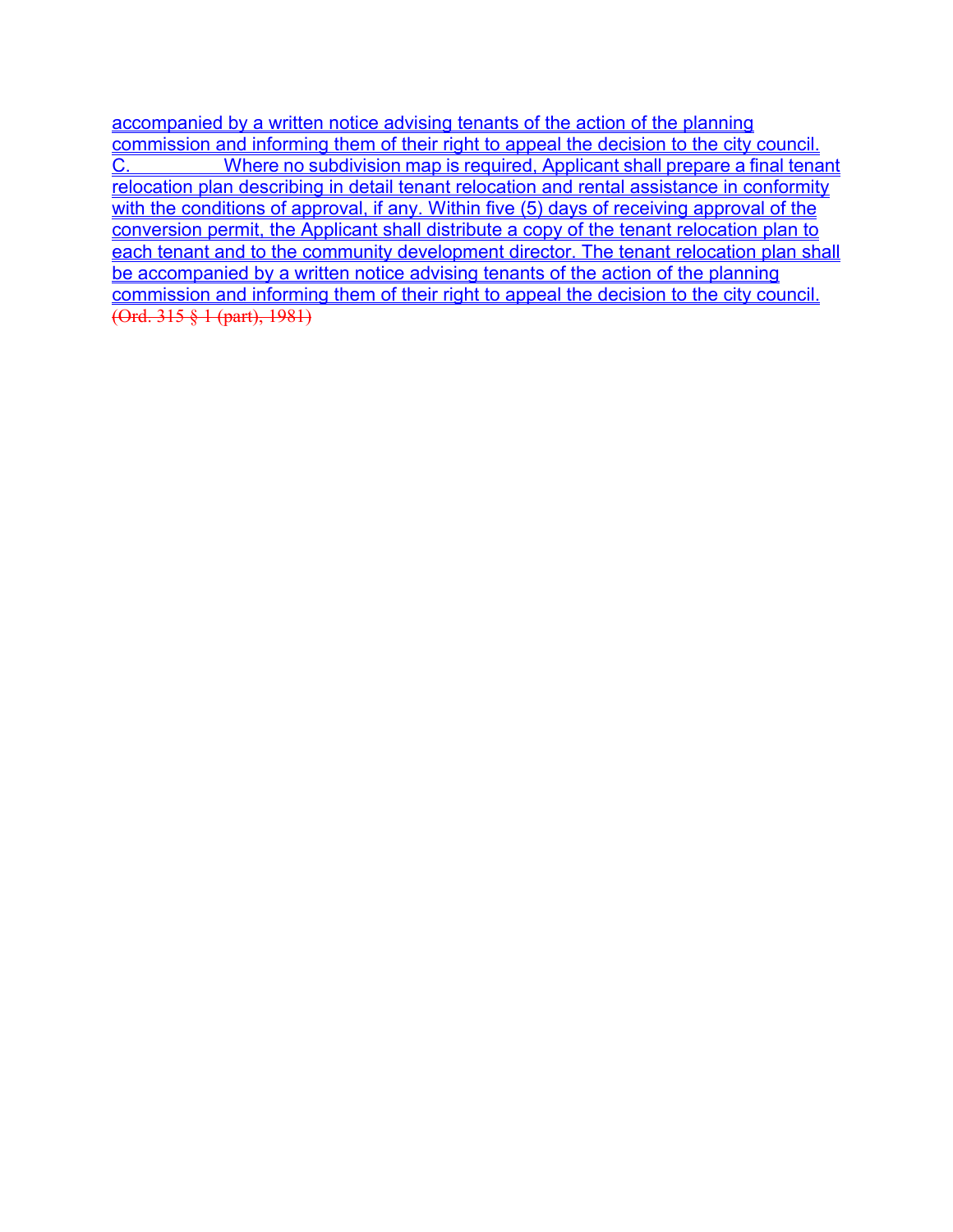accompanied by a written notice advising tenants of the action of the planning commission and informing them of their right to appeal the decision to the city council.

C. Where no subdivision map is required, Applicant shall prepare a final tenant relocation plan describing in detail tenant relocation and rental assistance in conformity with the conditions of approval, if any. Within five (5) days of receiving approval of the conversion permit, the Applicant shall distribute a copy of the tenant relocation plan to each tenant and to the community development director. The tenant relocation plan shall be accompanied by a written notice advising tenants of the action of the planning commission and informing them of their right to appeal the decision to the city council.

~~(Ord. 315 § 1 (part), 1981)~~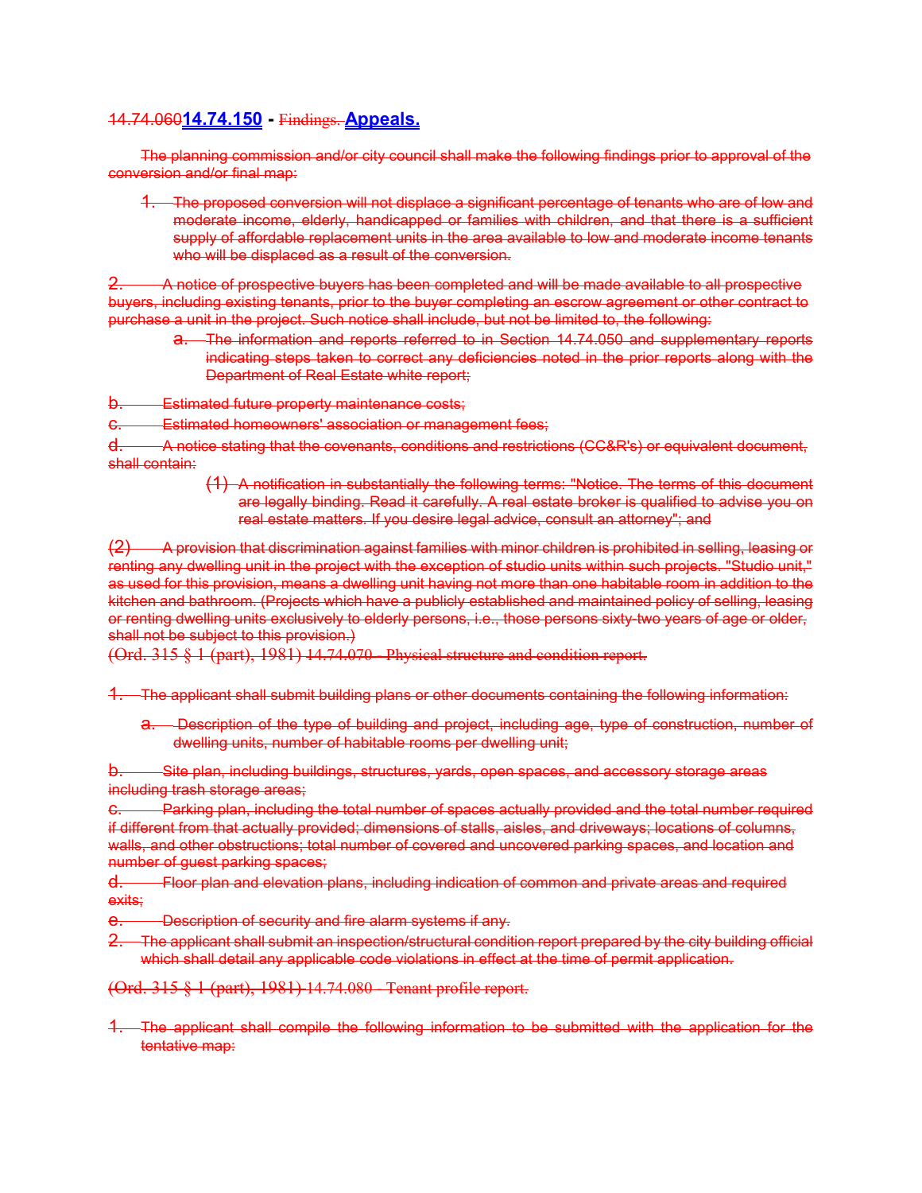~~14.74.060~~**14.74.150** - ~~Findings.~~ **Appeals.**

~~The planning commission and/or city council shall make the following findings prior to approval of the conversion and/or final map:~~

~~1. The proposed conversion will not displace a significant percentage of tenants who are of low and moderate income, elderly, handicapped or families with children, and that there is a sufficient supply of affordable replacement units in the area available to low and moderate income tenants who will be displaced as a result of the conversion.~~

~~2. A notice of prospective buyers has been completed and will be made available to all prospective buyers, including existing tenants, prior to the buyer completing an escrow agreement or other contract to purchase a unit in the project. Such notice shall include, but not be limited to, the following:~~

~~a. The information and reports referred to in Section 14.74.050 and supplementary reports indicating steps taken to correct any deficiencies noted in the prior reports along with the Department of Real Estate white report;~~

~~b. Estimated future property maintenance costs;~~

~~c. Estimated homeowners' association or management fees;~~

~~d. A notice stating that the covenants, conditions and restrictions (CC&R's) or equivalent document, shall contain:~~

~~(1) A notification in substantially the following terms: "Notice. The terms of this document are legally binding. Read it carefully. A real estate broker is qualified to advise you on real estate matters. If you desire legal advice, consult an attorney"; and~~

~~(2) A provision that discrimination against families with minor children is prohibited in selling, leasing or renting any dwelling unit in the project with the exception of studio units within such projects. "Studio unit," as used for this provision, means a dwelling unit having not more than one habitable room in addition to the kitchen and bathroom. (Projects which have a publicly established and maintained policy of selling, leasing or renting dwelling units exclusively to elderly persons, i.e., those persons sixty-two years of age or older, shall not be subject to this provision.)~~

~~(Ord. 315 § 1 (part), 1981) 14.74.070 - Physical structure and condition report.~~

~~1. The applicant shall submit building plans or other documents containing the following information:~~

~~a. Description of the type of building and project, including age, type of construction, number of dwelling units, number of habitable rooms per dwelling unit;~~

~~b. Site plan, including buildings, structures, yards, open spaces, and accessory storage areas including trash storage areas;~~

~~c. Parking plan, including the total number of spaces actually provided and the total number required if different from that actually provided; dimensions of stalls, aisles, and driveways; locations of columns, walls, and other obstructions; total number of covered and uncovered parking spaces, and location and number of guest parking spaces;~~

~~d. Floor plan and elevation plans, including indication of common and private areas and required exits;~~

~~e. Description of security and fire alarm systems if any.~~

~~2. The applicant shall submit an inspection/structural condition report prepared by the city building official which shall detail any applicable code violations in effect at the time of permit application.~~

~~(Ord. 315 § 1 (part), 1981) 14.74.080 - Tenant profile report.~~

~~1. The applicant shall compile the following information to be submitted with the application for the tentative map:~~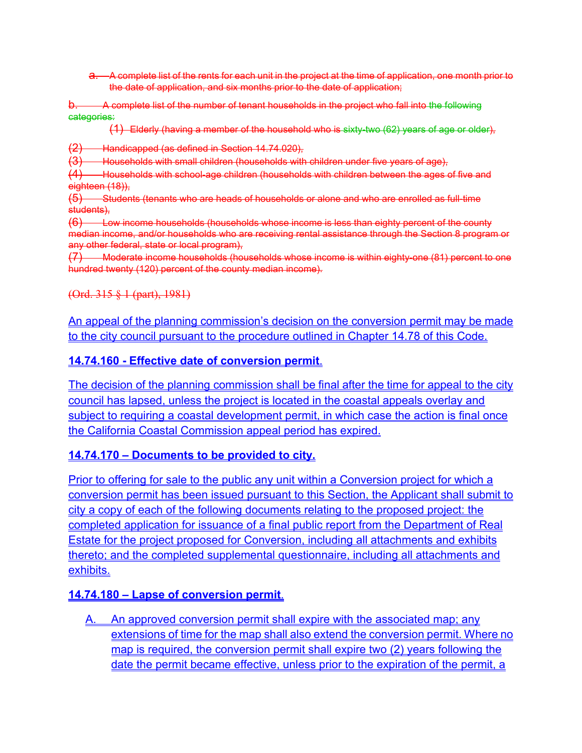a. ~~A complete list of the rents for each unit in the project at the time of application, one month prior to the date of application, and six months prior to the date of application;~~

b. ~~A complete list of the number of tenant households in the project who fall into the following categories:~~

(1) ~~Elderly (having a member of the household who is sixty-two (62) years of age or older),~~

(2) ~~Handicapped (as defined in Section 14.74.020),~~

(3) ~~Households with small children (households with children under five years of age),~~

(4) ~~Households with school-age children (households with children between the ages of five and eighteen (18)),~~

(5) ~~Students (tenants who are heads of households or alone and who are enrolled as full-time students),~~

(6) ~~Low income households (households whose income is less than eighty percent of the county median income, and/or households who are receiving rental assistance through the Section 8 program or any other federal, state or local program),~~

(7) ~~Moderate income households (households whose income is within eighty-one (81) percent to one hundred twenty (120) percent of the county median income).~~

~~(Ord. 315 § 1 (part), 1981)~~

An appeal of the planning commission's decision on the conversion permit may be made to the city council pursuant to the procedure outlined in Chapter 14.78 of this Code.

**14.74.160 - Effective date of conversion permit.**

The decision of the planning commission shall be final after the time for appeal to the city council has lapsed, unless the project is located in the coastal appeals overlay and subject to requiring a coastal development permit, in which case the action is final once the California Coastal Commission appeal period has expired.

**14.74.170 – Documents to be provided to city.**

Prior to offering for sale to the public any unit within a Conversion project for which a conversion permit has been issued pursuant to this Section, the Applicant shall submit to city a copy of each of the following documents relating to the proposed project: the completed application for issuance of a final public report from the Department of Real Estate for the project proposed for Conversion, including all attachments and exhibits thereto; and the completed supplemental questionnaire, including all attachments and exhibits.

**14.74.180 – Lapse of conversion permit.**

A. An approved conversion permit shall expire with the associated map; any extensions of time for the map shall also extend the conversion permit. Where no map is required, the conversion permit shall expire two (2) years following the date the permit became effective, unless prior to the expiration of the permit, a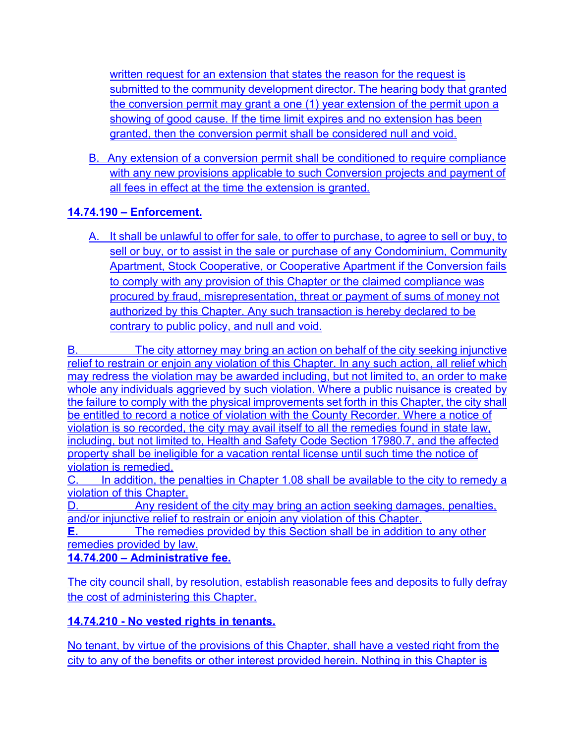written request for an extension that states the reason for the request is submitted to the community development director. The hearing body that granted the conversion permit may grant a one (1) year extension of the permit upon a showing of good cause. If the time limit expires and no extension has been granted, then the conversion permit shall be considered null and void.

B. Any extension of a conversion permit shall be conditioned to require compliance with any new provisions applicable to such Conversion projects and payment of all fees in effect at the time the extension is granted.

**14.74.190 – Enforcement.**

A. It shall be unlawful to offer for sale, to offer to purchase, to agree to sell or buy, to sell or buy, or to assist in the sale or purchase of any Condominium, Community Apartment, Stock Cooperative, or Cooperative Apartment if the Conversion fails to comply with any provision of this Chapter or the claimed compliance was procured by fraud, misrepresentation, threat or payment of sums of money not authorized by this Chapter. Any such transaction is hereby declared to be contrary to public policy, and null and void.

B. The city attorney may bring an action on behalf of the city seeking injunctive relief to restrain or enjoin any violation of this Chapter. In any such action, all relief which may redress the violation may be awarded including, but not limited to, an order to make whole any individuals aggrieved by such violation. Where a public nuisance is created by the failure to comply with the physical improvements set forth in this Chapter, the city shall be entitled to record a notice of violation with the County Recorder. Where a notice of violation is so recorded, the city may avail itself to all the remedies found in state law, including, but not limited to, Health and Safety Code Section 17980.7, and the affected property shall be ineligible for a vacation rental license until such time the notice of violation is remedied.

C. In addition, the penalties in Chapter 1.08 shall be available to the city to remedy a violation of this Chapter.

D. Any resident of the city may bring an action seeking damages, penalties, and/or injunctive relief to restrain or enjoin any violation of this Chapter.

**E.** The remedies provided by this Section shall be in addition to any other remedies provided by law.

**14.74.200 – Administrative fee.**

The city council shall, by resolution, establish reasonable fees and deposits to fully defray the cost of administering this Chapter.

**14.74.210 - No vested rights in tenants.**

No tenant, by virtue of the provisions of this Chapter, shall have a vested right from the city to any of the benefits or other interest provided herein. Nothing in this Chapter is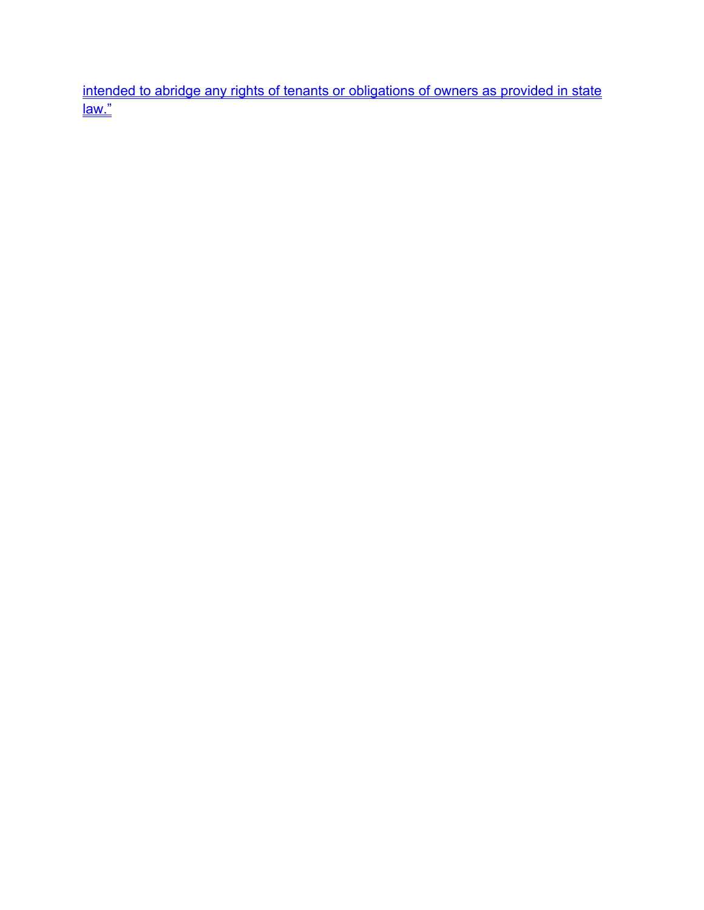intended to abridge any rights of tenants or obligations of owners as provided in state law."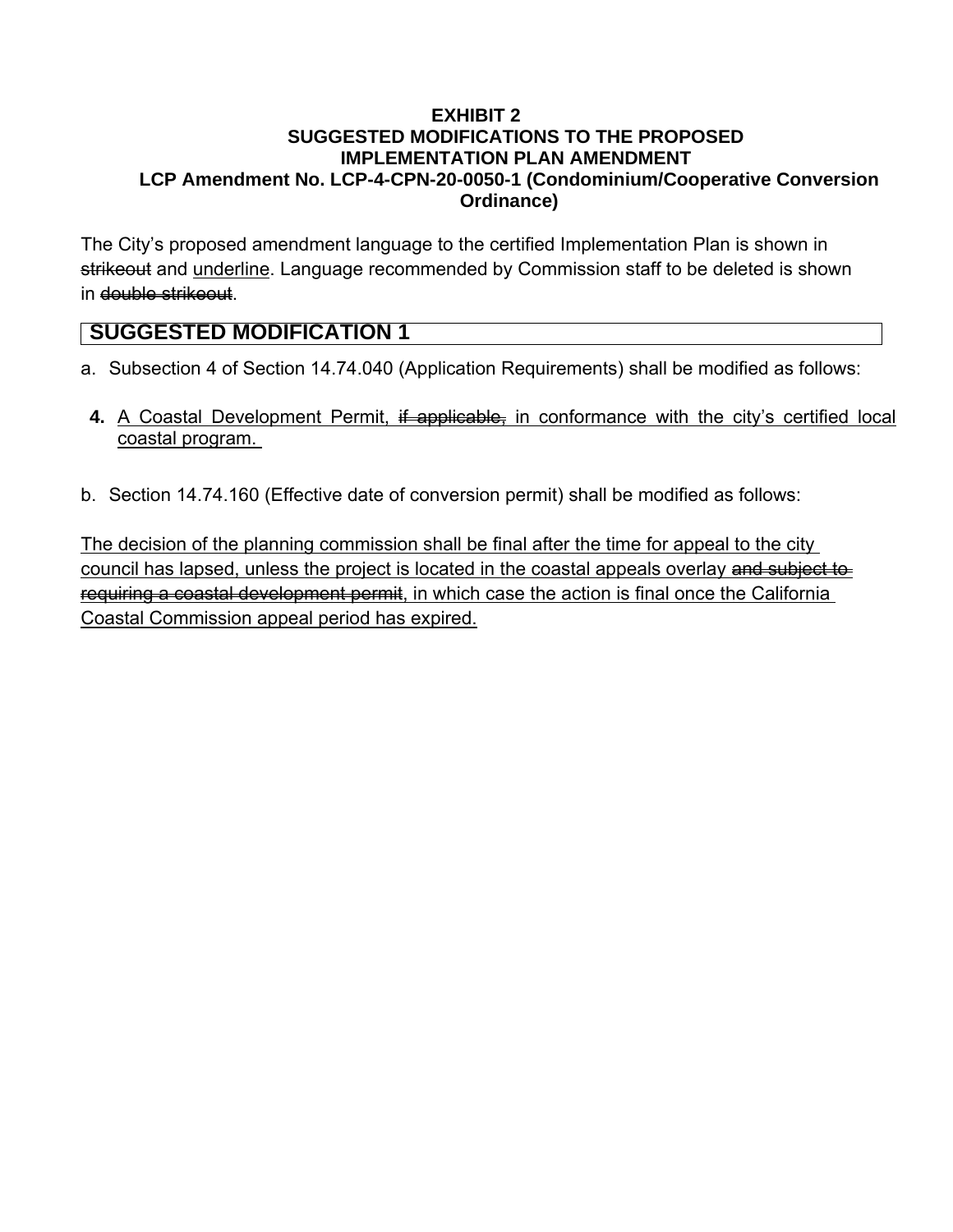**EXHIBIT 2**
**SUGGESTED MODIFICATIONS TO THE PROPOSED IMPLEMENTATION PLAN AMENDMENT**
**LCP Amendment No. LCP-4-CPN-20-0050-1 (Condominium/Cooperative Conversion Ordinance)**

The City's proposed amendment language to the certified Implementation Plan is shown in ~~strikeout~~ and <u>underline</u>. Language recommended by Commission staff to be deleted is shown in ~~double strikeout~~.

## SUGGESTED MODIFICATION 1

a. Subsection 4 of Section 14.74.040 (Application Requirements) shall be modified as follows:

**4.** <u>A Coastal Development Permit, ~~if applicable,~~ in conformance with the city's certified local coastal program.</u>

b. Section 14.74.160 (Effective date of conversion permit) shall be modified as follows:

<u>The decision of the planning commission shall be final after the time for appeal to the city council has lapsed, unless the project is located in the coastal appeals overlay ~~and subject to requiring a coastal development permit~~, in which case the action is final once the California Coastal Commission appeal period has expired.</u>